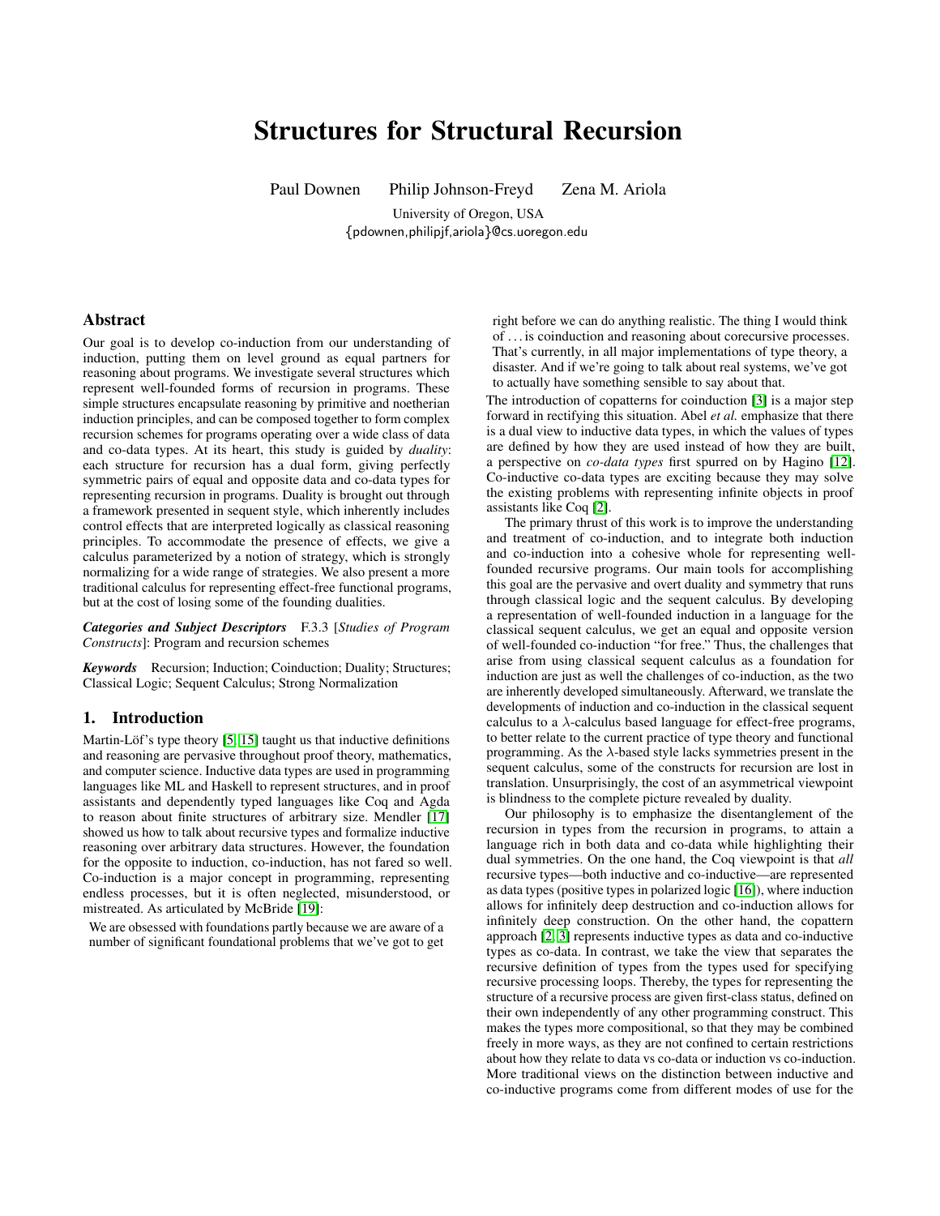# Structures for Structural Recursion

Paul Downen Philip Johnson-Freyd Zena M. Ariola

University of Oregon, USA
{pdownen,philipjf,ariola}@cs.uoregon.edu

## Abstract

Our goal is to develop co-induction from our understanding of induction, putting them on level ground as equal partners for reasoning about programs. We investigate several structures which represent well-founded forms of recursion in programs. These simple structures encapsulate reasoning by primitive and noetherian induction principles, and can be composed together to form complex recursion schemes for programs operating over a wide class of data and co-data types. At its heart, this study is guided by *duality*: each structure for recursion has a dual form, giving perfectly symmetric pairs of equal and opposite data and co-data types for representing recursion in programs. Duality is brought out through a framework presented in sequent style, which inherently includes control effects that are interpreted logically as classical reasoning principles. To accommodate the presence of effects, we give a calculus parameterized by a notion of strategy, which is strongly normalizing for a wide range of strategies. We also present a more traditional calculus for representing effect-free functional programs, but at the cost of losing some of the founding dualities.

***Categories and Subject Descriptors*** F.3.3 [*Studies of Program Constructs*]: Program and recursion schemes

***Keywords*** Recursion; Induction; Coinduction; Duality; Structures; Classical Logic; Sequent Calculus; Strong Normalization

## 1. Introduction

Martin-Löf's type theory [5, 15] taught us that inductive definitions and reasoning are pervasive throughout proof theory, mathematics, and computer science. Inductive data types are used in programming languages like ML and Haskell to represent structures, and in proof assistants and dependently typed languages like Coq and Agda to reason about finite structures of arbitrary size. Mendler [17] showed us how to talk about recursive types and formalize inductive reasoning over arbitrary data structures. However, the foundation for the opposite to induction, co-induction, has not fared so well. Co-induction is a major concept in programming, representing endless processes, but it is often neglected, misunderstood, or mistreated. As articulated by McBride [19]:

> We are obsessed with foundations partly because we are aware of a number of significant foundational problems that we've got to get right before we can do anything realistic. The thing I would think of ... is coinduction and reasoning about corecursive processes. That's currently, in all major implementations of type theory, a disaster. And if we're going to talk about real systems, we've got to actually have something sensible to say about that.

The introduction of copatterns for coinduction [3] is a major step forward in rectifying this situation. Abel *et al.* emphasize that there is a dual view to inductive data types, in which the values of types are defined by how they are used instead of how they are built, a perspective on *co-data types* first spurred on by Hagino [12]. Co-inductive co-data types are exciting because they may solve the existing problems with representing infinite objects in proof assistants like Coq [2].

The primary thrust of this work is to improve the understanding and treatment of co-induction, and to integrate both induction and co-induction into a cohesive whole for representing well-founded recursive programs. Our main tools for accomplishing this goal are the pervasive and overt duality and symmetry that runs through classical logic and the sequent calculus. By developing a representation of well-founded induction in a language for the classical sequent calculus, we get an equal and opposite version of well-founded co-induction "for free." Thus, the challenges that arise from using classical sequent calculus as a foundation for induction are just as well the challenges of co-induction, as the two are inherently developed simultaneously. Afterward, we translate the developments of induction and co-induction in the classical sequent calculus to a $\lambda$-calculus based language for effect-free programs, to better relate to the current practice of type theory and functional programming. As the $\lambda$-based style lacks symmetries present in the sequent calculus, some of the constructs for recursion are lost in translation. Unsurprisingly, the cost of an asymmetrical viewpoint is blindness to the complete picture revealed by duality.

Our philosophy is to emphasize the disentanglement of the recursion in types from the recursion in programs, to attain a language rich in both data and co-data while highlighting their dual symmetries. On the one hand, the Coq viewpoint is that *all* recursive types—both inductive and co-inductive—are represented as data types (positive types in polarized logic [16]), where induction allows for infinitely deep destruction and co-induction allows for infinitely deep construction. On the other hand, the copattern approach [2, 3] represents inductive types as data and co-inductive types as co-data. In contrast, we take the view that separates the recursive definition of types from the types used for specifying recursive processing loops. Thereby, the types for representing the structure of a recursive process are given first-class status, defined on their own independently of any other programming construct. This makes the types more compositional, so that they may be combined freely in more ways, as they are not confined to certain restrictions about how they relate to data vs co-data or induction vs co-induction. More traditional views on the distinction between inductive and co-inductive programs come from different modes of use for the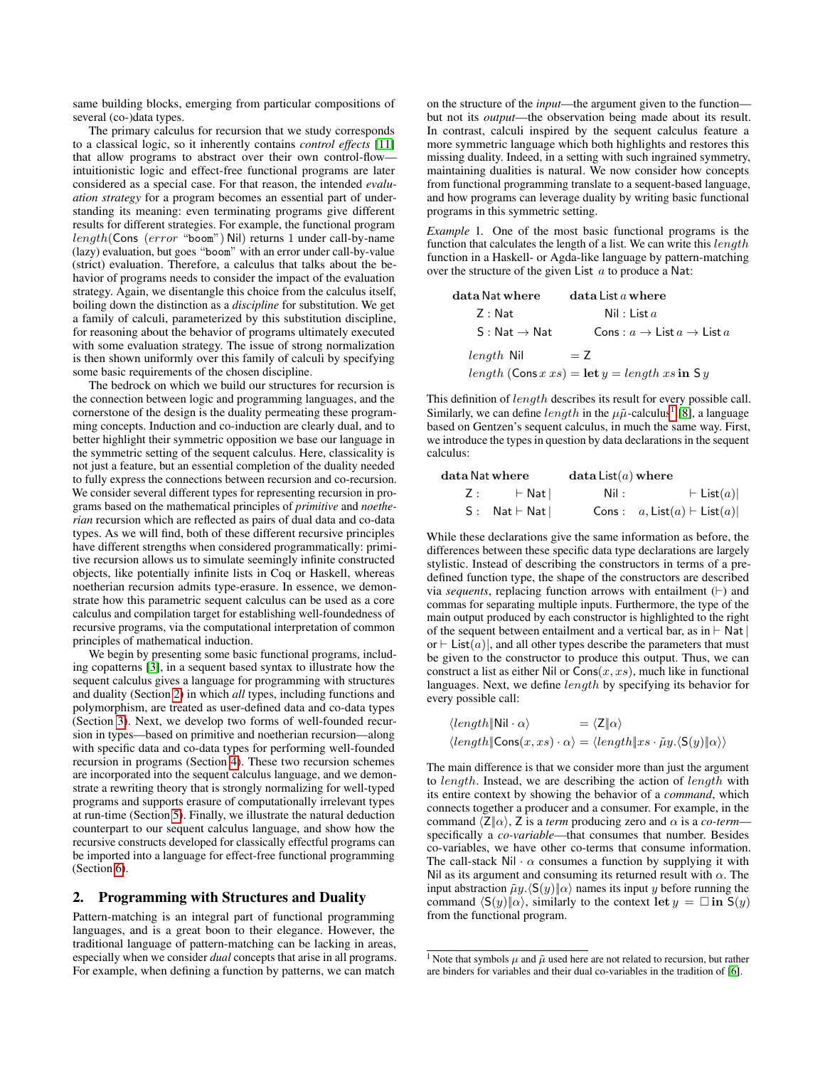same building blocks, emerging from particular compositions of several (co-)data types.

The primary calculus for recursion that we study corresponds to a classical logic, so it inherently contains *control effects* [11] that allow programs to abstract over their own control-flow—intuitionistic logic and effect-free functional programs are later considered as a special case. For that reason, the intended *evaluation strategy* for a program becomes an essential part of understanding its meaning: even terminating programs give different results for different strategies. For example, the functional program $length(\mathsf{Cons}\ (error\ \text{“boom”})\ \mathsf{Nil})$ returns 1 under call-by-name (lazy) evaluation, but goes “boom” with an error under call-by-value (strict) evaluation. Therefore, a calculus that talks about the behavior of programs needs to consider the impact of the evaluation strategy. Again, we disentangle this choice from the calculus itself, boiling down the distinction as a *discipline* for substitution. We get a family of calculi, parameterized by this substitution discipline, for reasoning about the behavior of programs ultimately executed with some evaluation strategy. The issue of strong normalization is then shown uniformly over this family of calculi by specifying some basic requirements of the chosen discipline.

The bedrock on which we build our structures for recursion is the connection between logic and programming languages, and the cornerstone of the design is the duality permeating these programming concepts. Induction and co-induction are clearly dual, and to better highlight their symmetric opposition we base our language in the symmetric setting of the sequent calculus. Here, classicality is not just a feature, but an essential completion of the duality needed to fully express the connections between recursion and co-recursion. We consider several different types for representing recursion in programs based on the mathematical principles of *primitive* and *noetherian* recursion which are reflected as pairs of dual data and co-data types. As we will find, both of these different recursive principles have different strengths when considered programmatically: primitive recursion allows us to simulate seemingly infinite constructed objects, like potentially infinite lists in Coq or Haskell, whereas noetherian recursion admits type-erasure. In essence, we demonstrate how this parametric sequent calculus can be used as a core calculus and compilation target for establishing well-foundedness of recursive programs, via the computational interpretation of common principles of mathematical induction.

We begin by presenting some basic functional programs, including copatterns [3], in a sequent based syntax to illustrate how the sequent calculus gives a language for programming with structures and duality (Section 2) in which *all* types, including functions and polymorphism, are treated as user-defined data and co-data types (Section 3). Next, we develop two forms of well-founded recursion in types—based on primitive and noetherian recursion—along with specific data and co-data types for performing well-founded recursion in programs (Section 4). These two recursion schemes are incorporated into the sequent calculus language, and we demonstrate a rewriting theory that is strongly normalizing for well-typed programs and supports erasure of computationally irrelevant types at run-time (Section 5). Finally, we illustrate the natural deduction counterpart to our sequent calculus language, and show how the recursive constructs developed for classically effectful programs can be imported into a language for effect-free functional programming (Section 6).

## 2. Programming with Structures and Duality

Pattern-matching is an integral part of functional programming languages, and is a great boon to their elegance. However, the traditional language of pattern-matching can be lacking in areas, especially when we consider *dual* concepts that arise in all programs. For example, when defining a function by patterns, we can match on the structure of the *input*—the argument given to the function—but not its *output*—the observation being made about its result. In contrast, calculi inspired by the sequent calculus feature a more symmetric language which both highlights and restores this missing duality. Indeed, in a setting with such ingrained symmetry, maintaining dualities is natural. We now consider how concepts from functional programming translate to a sequent-based language, and how programs can leverage duality by writing basic functional programs in this symmetric setting.

*Example* 1. One of the most basic functional programs is the function that calculates the length of a list. We can write this $length$ function in a Haskell- or Agda-like language by pattern-matching over the structure of the given $\mathsf{List}\ a$ to produce a $\mathsf{Nat}$:

$$
\begin{array}{ll}
\mathbf{data}\,\mathsf{Nat}\,\mathbf{where} & \mathbf{data}\,\mathsf{List}\,a\,\mathbf{where} \\
\quad \mathsf{Z} : \mathsf{Nat} & \quad \mathsf{Nil} : \mathsf{List}\,a \\
\quad \mathsf{S} : \mathsf{Nat} \to \mathsf{Nat} & \quad \mathsf{Cons} : a \to \mathsf{List}\,a \to \mathsf{List}\,a
\end{array}
$$

$$
\begin{aligned}
&length\ \mathsf{Nil} &&= \mathsf{Z} \\
&length\ (\mathsf{Cons}\,x\,xs) &&= \mathbf{let}\,y = length\,xs\,\mathbf{in}\,\mathsf{S}\,y
\end{aligned}
$$

This definition of $length$ describes its result for every possible call. Similarly, we can define $length$ in the $\mu\tilde{\mu}$-calculus[1] [8], a language based on Gentzen's sequent calculus, in much the same way. First, we introduce the types in question by data declarations in the sequent calculus:

$$
\begin{array}{ll}
\mathbf{data}\,\mathsf{Nat}\,\mathbf{where} & \mathbf{data}\,\mathsf{List}(a)\,\mathbf{where} \\
\quad \mathsf{Z} : \quad \vdash \mathsf{Nat} \mid & \quad \mathsf{Nil} : \quad \vdash \mathsf{List}(a) \mid \\
\quad \mathsf{S} : \quad \mathsf{Nat} \vdash \mathsf{Nat} \mid & \quad \mathsf{Cons} : \quad a, \mathsf{List}(a) \vdash \mathsf{List}(a) \mid
\end{array}
$$

While these declarations give the same information as before, the differences between these specific data type declarations are largely stylistic. Instead of describing the constructors in terms of a predefined function type, the shape of the constructors are described via *sequents*, replacing function arrows with entailment ($\vdash$) and commas for separating multiple inputs. Furthermore, the type of the main output produced by each constructor is highlighted to the right of the sequent between entailment and a vertical bar, as in $\vdash \mathsf{Nat} \mid$ or $\vdash \mathsf{List}(a) \mid$, and all other types describe the parameters that must be given to the constructor to produce this output. Thus, we can construct a list as either $\mathsf{Nil}$ or $\mathsf{Cons}(x, xs)$, much like in functional languages. Next, we define $length$ by specifying its behavior for every possible call:

$$
\begin{aligned}
\langle length \| \mathsf{Nil} \cdot \alpha \rangle &= \langle \mathsf{Z} \| \alpha \rangle \\
\langle length \| \mathsf{Cons}(x, xs) \cdot \alpha \rangle &= \langle length \| xs \cdot \tilde{\mu} y. \langle \mathsf{S}(y) \| \alpha \rangle \rangle
\end{aligned}
$$

The main difference is that we consider more than just the argument to $length$. Instead, we are describing the action of $length$ with its entire context by showing the behavior of a *command*, which connects together a producer and a consumer. For example, in the command $\langle \mathsf{Z} \| \alpha \rangle$, $\mathsf{Z}$ is a *term* producing zero and $\alpha$ is a *co-term*—specifically a *co-variable*—that consumes that number. Besides co-variables, we have other co-terms that consume information. The call-stack $\mathsf{Nil} \cdot \alpha$ consumes a function by supplying it with $\mathsf{Nil}$ as its argument and consuming its returned result with $\alpha$. The input abstraction $\tilde{\mu} y. \langle \mathsf{S}(y) \| \alpha \rangle$ names its input $y$ before running the command $\langle \mathsf{S}(y) \| \alpha \rangle$, similarly to the context $\mathbf{let}\,y = \Box\,\mathbf{in}\,\mathsf{S}(y)$ from the functional program.

[1] Note that symbols $\mu$ and $\tilde{\mu}$ used here are not related to recursion, but rather are binders for variables and their dual co-variables in the tradition of [6].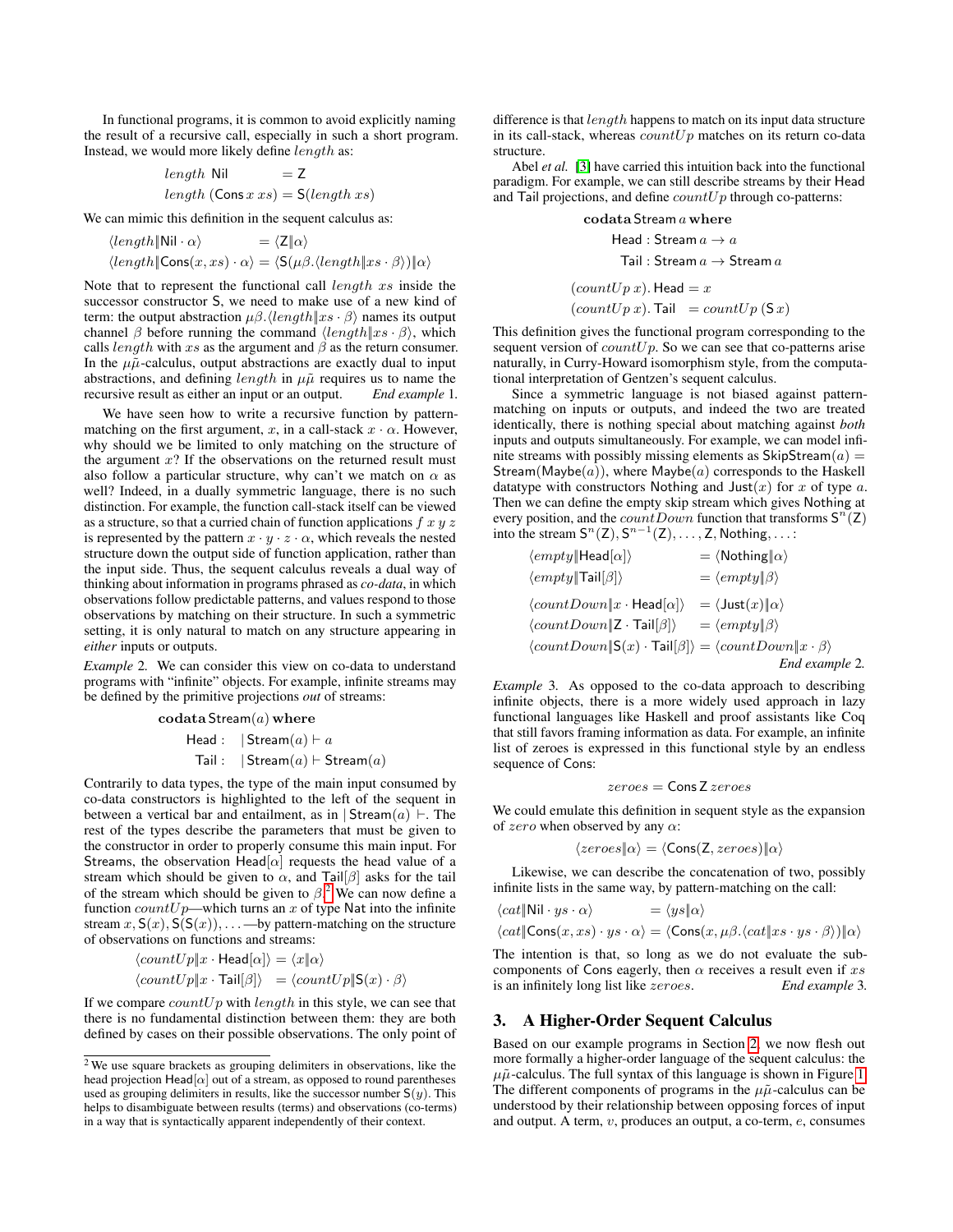In functional programs, it is common to avoid explicitly naming the result of a recursive call, especially in such a short program. Instead, we would more likely define $length$ as:

$$\begin{aligned} length\ \mathsf{Nil} &= \mathsf{Z} \\ length\ (\mathsf{Cons}\, x\, xs) &= \mathsf{S}(length\ xs) \end{aligned}$$

We can mimic this definition in the sequent calculus as:

$$\begin{aligned} \langle length \| \mathsf{Nil} \cdot \alpha \rangle &= \langle \mathsf{Z} \| \alpha \rangle \\ \langle length \| \mathsf{Cons}(x, xs) \cdot \alpha \rangle &= \langle \mathsf{S}(\mu\beta. \langle length \| xs \cdot \beta \rangle) \| \alpha \rangle \end{aligned}$$

Note that to represent the functional call $length\ xs$ inside the successor constructor $\mathsf{S}$, we need to make use of a new kind of term: the output abstraction $\mu\beta.\langle length \| xs \cdot \beta\rangle$ names its output channel $\beta$ before running the command $\langle length \| xs \cdot \beta\rangle$, which calls $length$ with $xs$ as the argument and $\beta$ as the return consumer. In the $\mu\tilde{\mu}$-calculus, output abstractions are exactly dual to input abstractions, and defining $length$ in $\mu\tilde{\mu}$ requires us to name the recursive result as either an input or an output. *End example* 1.

We have seen how to write a recursive function by pattern-matching on the first argument, $x$, in a call-stack $x \cdot \alpha$. However, why should we be limited to only matching on the structure of the argument $x$? If the observations on the returned result must also follow a particular structure, why can't we match on $\alpha$ as well? Indeed, in a dually symmetric language, there is no such distinction. For example, the function call-stack itself can be viewed as a structure, so that a curried chain of function applications $f\ x\ y\ z$ is represented by the pattern $x \cdot y \cdot z \cdot \alpha$, which reveals the nested structure down the output side of function application, rather than the input side. Thus, the sequent calculus reveals a dual way of thinking about information in programs phrased as *co-data*, in which observations follow predictable patterns, and values respond to those observations by matching on their structure. In such a symmetric setting, it is only natural to match on any structure appearing in *either* inputs or outputs.

*Example* 2. We can consider this view on co-data to understand programs with "infinite" objects. For example, infinite streams may be defined by the primitive projections *out* of streams:

$$\begin{aligned} &\mathbf{codata}\ \mathsf{Stream}(a)\ \mathbf{where} \\ &\quad \mathsf{Head} : \ \mid \mathsf{Stream}(a) \vdash a \\ &\quad \mathsf{Tail} : \ \mid \mathsf{Stream}(a) \vdash \mathsf{Stream}(a) \end{aligned}$$

Contrarily to data types, the type of the main input consumed by co-data constructors is highlighted to the left of the sequent in between a vertical bar and entailment, as in $\mid \mathsf{Stream}(a) \vdash$. The rest of the types describe the parameters that must be given to the constructor in order to properly consume this main input. For Streams, the observation $\mathsf{Head}[\alpha]$ requests the head value of a stream which should be given to $\alpha$, and $\mathsf{Tail}[\beta]$ asks for the tail of the stream which should be given to $\beta$.[2] We can now define a function $countUp$—which turns an $x$ of type Nat into the infinite stream $x, \mathsf{S}(x), \mathsf{S}(\mathsf{S}(x)), \ldots$—by pattern-matching on the structure of observations on functions and streams:

$$\begin{aligned} \langle countUp \| x \cdot \mathsf{Head}[\alpha]\rangle &= \langle x \| \alpha \rangle \\ \langle countUp \| x \cdot \mathsf{Tail}[\beta]\rangle &= \langle countUp \| \mathsf{S}(x) \cdot \beta \rangle \end{aligned}$$

If we compare $countUp$ with $length$ in this style, we can see that there is no fundamental distinction between them: they are both defined by cases on their possible observations. The only point of difference is that $length$ happens to match on its input data structure in its call-stack, whereas $countUp$ matches on its return co-data structure.

Abel *et al.* [3] have carried this intuition back into the functional paradigm. For example, we can still describe streams by their Head and Tail projections, and define $countUp$ through co-patterns:

$$\begin{aligned} &\mathbf{codata}\ \mathsf{Stream}\ a\ \mathbf{where} \\ &\quad \mathsf{Head} : \mathsf{Stream}\ a \to a \\ &\quad \mathsf{Tail} : \mathsf{Stream}\ a \to \mathsf{Stream}\ a \\ &(countUp\ x).\ \mathsf{Head} = x \\ &(countUp\ x).\ \mathsf{Tail}\ = countUp\ (\mathsf{S}\ x) \end{aligned}$$

This definition gives the functional program corresponding to the sequent version of $countUp$. So we can see that co-patterns arise naturally, in Curry-Howard isomorphism style, from the computational interpretation of Gentzen's sequent calculus.

Since a symmetric language is not biased against pattern-matching on inputs or outputs, and indeed the two are treated identically, there is nothing special about matching against *both* inputs and outputs simultaneously. For example, we can model infinite streams with possibly missing elements as $\mathsf{SkipStream}(a) = \mathsf{Stream}(\mathsf{Maybe}(a))$, where $\mathsf{Maybe}(a)$ corresponds to the Haskell datatype with constructors Nothing and $\mathsf{Just}(x)$ for $x$ of type $a$. Then we can define the empty skip stream which gives Nothing at every position, and the $countDown$ function that transforms $\mathsf{S}^n(\mathsf{Z})$ into the stream $\mathsf{S}^n(\mathsf{Z}), \mathsf{S}^{n-1}(\mathsf{Z}), \ldots, \mathsf{Z}, \mathsf{Nothing}, \ldots$:

$$\begin{aligned} \langle empty \| \mathsf{Head}[\alpha]\rangle &= \langle \mathsf{Nothing} \| \alpha \rangle \\ \langle empty \| \mathsf{Tail}[\beta]\rangle &= \langle empty \| \beta \rangle \\ \langle countDown \| x \cdot \mathsf{Head}[\alpha]\rangle &= \langle \mathsf{Just}(x) \| \alpha \rangle \\ \langle countDown \| \mathsf{Z} \cdot \mathsf{Tail}[\beta]\rangle &= \langle empty \| \beta \rangle \\ \langle countDown \| \mathsf{S}(x) \cdot \mathsf{Tail}[\beta]\rangle &= \langle countDown \| x \cdot \beta \rangle \end{aligned}$$

*End example* 2.

*Example* 3. As opposed to the co-data approach to describing infinite objects, there is a more widely used approach in lazy functional languages like Haskell and proof assistants like Coq that still favors framing information as data. For example, an infinite list of zeroes is expressed in this functional style by an endless sequence of Cons:

$$zeroes = \mathsf{Cons}\, \mathsf{Z}\, zeroes$$

We could emulate this definition in sequent style as the expansion of $zero$ when observed by any $\alpha$:

$$\langle zeroes \| \alpha \rangle = \langle \mathsf{Cons}(\mathsf{Z}, zeroes) \| \alpha \rangle$$

Likewise, we can describe the concatenation of two, possibly infinite lists in the same way, by pattern-matching on the call:

$$\begin{aligned} \langle cat \| \mathsf{Nil} \cdot ys \cdot \alpha \rangle &= \langle ys \| \alpha \rangle \\ \langle cat \| \mathsf{Cons}(x, xs) \cdot ys \cdot \alpha \rangle &= \langle \mathsf{Cons}(x, \mu\beta.\langle cat \| xs \cdot ys \cdot \beta\rangle) \| \alpha \rangle \end{aligned}$$

The intention is that, so long as we do not evaluate the sub-components of Cons eagerly, then $\alpha$ receives a result even if $xs$ is an infinitely long list like $zeroes$. *End example* 3.

## 3. A Higher-Order Sequent Calculus

Based on our example programs in Section 2, we now flesh out more formally a higher-order language of the sequent calculus: the $\mu\tilde{\mu}$-calculus. The full syntax of this language is shown in Figure 1. The different components of programs in the $\mu\tilde{\mu}$-calculus can be understood by their relationship between opposing forces of input and output. A term, $v$, produces an output, a co-term, $e$, consumes

[2] We use square brackets as grouping delimiters in observations, like the head projection $\mathsf{Head}[\alpha]$ out of a stream, as opposed to round parentheses used as grouping delimiters in results, like the successor number $\mathsf{S}(y)$. This helps to disambiguate between results (terms) and observations (co-terms) in a way that is syntactically apparent independently of their context.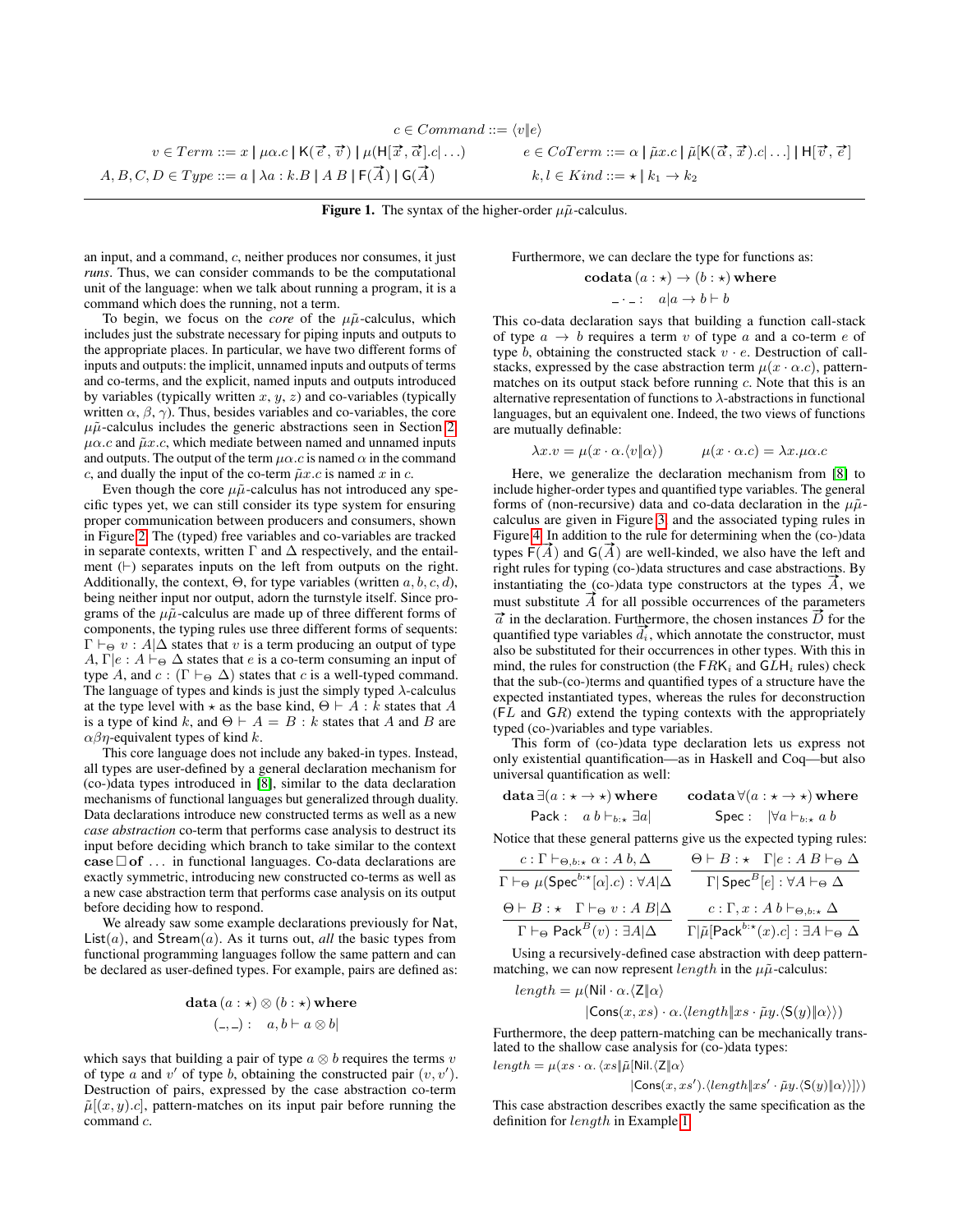$$c \in Command ::= \langle v \| e \rangle$$

$$v \in Term ::= x \mid \mu\alpha.c \mid \mathsf{K}(\vec{e}, \vec{v}) \mid \mu(\mathsf{H}[\vec{x}, \vec{\alpha}].c \mid \ldots) \qquad e \in CoTerm ::= \alpha \mid \tilde{\mu}x.c \mid \tilde{\mu}[\mathsf{K}(\vec{\alpha}, \vec{x}).c \mid \ldots] \mid \mathsf{H}[\vec{v}, \vec{e}]$$

$$A, B, C, D \in Type ::= a \mid \lambda a : k.B \mid A\ B \mid \mathsf{F}(\vec{A}) \mid \mathsf{G}(\vec{A}) \qquad k, l \in Kind ::= \star \mid k_1 \to k_2$$

**Figure 1.** The syntax of the higher-order $\mu\tilde{\mu}$-calculus.

an input, and a command, $c$, neither produces nor consumes, it just *runs*. Thus, we can consider commands to be the computational unit of the language: when we talk about running a program, it is a command which does the running, not a term.

To begin, we focus on the *core* of the $\mu\tilde{\mu}$-calculus, which includes just the substrate necessary for piping inputs and outputs to the appropriate places. In particular, we have two different forms of inputs and outputs: the implicit, unnamed inputs and outputs of terms and co-terms, and the explicit, named inputs and outputs introduced by variables (typically written $x$, $y$, $z$) and co-variables (typically written $\alpha$, $\beta$, $\gamma$). Thus, besides variables and co-variables, the core $\mu\tilde{\mu}$-calculus includes the generic abstractions seen in Section 2, $\mu\alpha.c$ and $\tilde{\mu}x.c$, which mediate between named and unnamed inputs and outputs. The output of the term $\mu\alpha.c$ is named $\alpha$ in the command $c$, and dually the input of the co-term $\tilde{\mu}x.c$ is named $x$ in $c$.

Even though the core $\mu\tilde{\mu}$-calculus has not introduced any specific types yet, we can still consider its type system for ensuring proper communication between producers and consumers, shown in Figure 2. The (typed) free variables and co-variables are tracked in separate contexts, written $\Gamma$ and $\Delta$ respectively, and the entailment ($\vdash$) separates inputs on the left from outputs on the right. Additionally, the context, $\Theta$, for type variables (written $a, b, c, d$), being neither input nor output, adorn the turnstyle itself. Since programs of the $\mu\tilde{\mu}$-calculus are made up of three different forms of components, the typing rules use three different forms of sequents: $\Gamma \vdash_\Theta v : A|\Delta$ states that $v$ is a term producing an output of type $A$, $\Gamma|e : A \vdash_\Theta \Delta$ states that $e$ is a co-term consuming an input of type $A$, and $c : (\Gamma \vdash_\Theta \Delta)$ states that $c$ is a well-typed command. The language of types and kinds is just the simply typed $\lambda$-calculus at the type level with $\star$ as the base kind, $\Theta \vdash A : k$ states that $A$ is a type of kind $k$, and $\Theta \vdash A = B : k$ states that $A$ and $B$ are $\alpha\beta\eta$-equivalent types of kind $k$.

This core language does not include any baked-in types. Instead, all types are user-defined by a general declaration mechanism for (co-)data types introduced in [8], similar to the data declaration mechanisms of functional languages but generalized through duality. Data declarations introduce new constructed terms as well as a new *case abstraction* co-term that performs case analysis to destruct its input before deciding which branch to take similar to the context **case** $\square$ **of** ... in functional languages. Co-data declarations are exactly symmetric, introducing new constructed co-terms as well as a new case abstraction term that performs case analysis on its output before deciding how to respond.

We already saw some example declarations previously for $\mathsf{Nat}$, $\mathsf{List}(a)$, and $\mathsf{Stream}(a)$. As it turns out, *all* the basic types from functional programming languages follow the same pattern and can be declared as user-defined types. For example, pairs are defined as:

$$\textbf{data}\,(a:\star)\otimes(b:\star)\,\textbf{where}$$
$$(\_,\_) : \quad a, b \vdash a \otimes b|$$

which says that building a pair of type $a \otimes b$ requires the terms $v$ of type $a$ and $v'$ of type $b$, obtaining the constructed pair $(v, v')$. Destruction of pairs, expressed by the case abstraction co-term $\tilde{\mu}[(x, y).c]$, pattern-matches on its input pair before running the command $c$.

Furthermore, we can declare the type for functions as:

$$\textbf{codata}\,(a:\star)\to(b:\star)\,\textbf{where}$$
$$\_\cdot\_ : \quad a|a \to b \vdash b$$

This co-data declaration says that building a function call-stack of type $a \to b$ requires a term $v$ of type $a$ and a co-term $e$ of type $b$, obtaining the constructed stack $v \cdot e$. Destruction of call-stacks, expressed by the case abstraction term $\mu(x \cdot \alpha.c)$, pattern-matches on its output stack before running $c$. Note that this is an alternative representation of functions to $\lambda$-abstractions in functional languages, but an equivalent one. Indeed, the two views of functions are mutually definable:

$$\lambda x.v = \mu(x \cdot \alpha.\langle v \| \alpha \rangle) \qquad \mu(x \cdot \alpha.c) = \lambda x.\mu\alpha.c$$

Here, we generalize the declaration mechanism from [8] to include higher-order types and quantified type variables. The general forms of (non-recursive) data and co-data declaration in the $\mu\tilde{\mu}$-calculus are given in Figure 3 and the associated typing rules in Figure 4. In addition to the rule for determining when the (co-)data types $\mathsf{F}(\vec{A})$ and $\mathsf{G}(\vec{A})$ are well-kinded, we also have the left and right rules for typing (co-)data structures and case abstractions. By instantiating the (co-)data type constructors at the types $\vec{A}$, we must substitute $\vec{A}$ for all possible occurrences of the parameters $\vec{a}$ in the declaration. Furthermore, the chosen instances $\vec{D}$ for the quantified type variables $\vec{d_i}$, which annotate the constructor, must also be substituted for their occurrences in other types. With this in mind, the rules for construction (the $\mathsf{F}R\mathsf{K}_i$ and $\mathsf{G}L\mathsf{H}_i$ rules) check that the sub-(co-)terms and quantified types of a structure have the expected instantiated types, whereas the rules for deconstruction ($\mathsf{F}L$ and $\mathsf{G}R$) extend the typing contexts with the appropriately typed (co-)variables and type variables.

This form of (co-)data type declaration lets us express not only existential quantification—as in Haskell and Coq—but also universal quantification as well:

$$\textbf{data}\,\exists(a:\star\to\star)\,\textbf{where} \qquad \textbf{codata}\,\forall(a:\star\to\star)\,\textbf{where}$$
$$\mathsf{Pack} : \quad a\ b \vdash_{b:\star} \exists a| \qquad\qquad \mathsf{Spec} : \quad |\forall a \vdash_{b:\star} a\ b$$

Notice that these general patterns give us the expected typing rules:

$$\frac{c : \Gamma \vdash_{\Theta, b:\star} \alpha : A\ b, \Delta}{\Gamma \vdash_\Theta \mu(\mathsf{Spec}^{b:\star}[\alpha].c) : \forall A|\Delta} \qquad \frac{\Theta \vdash B : \star \quad \Gamma|e : A\ B \vdash_\Theta \Delta}{\Gamma|\,\mathsf{Spec}^B[e] : \forall A \vdash_\Theta \Delta}$$

$$\frac{\Theta \vdash B : \star \quad \Gamma \vdash_\Theta v : A\ B|\Delta}{\Gamma \vdash_\Theta \mathsf{Pack}^B(v) : \exists A|\Delta} \qquad \frac{c : \Gamma, x : A\ b \vdash_{\Theta, b:\star} \Delta}{\Gamma|\tilde{\mu}[\mathsf{Pack}^{b:\star}(x).c] : \exists A \vdash_\Theta \Delta}$$

Using a recursively-defined case abstraction with deep pattern-matching, we can now represent $length$ in the $\mu\tilde{\mu}$-calculus:

$$length = \mu(\mathsf{Nil} \cdot \alpha.\langle \mathsf{Z} \| \alpha \rangle$$
$$|\mathsf{Cons}(x, xs) \cdot \alpha.\langle length \| xs \cdot \tilde{\mu}y.\langle \mathsf{S}(y) \| \alpha \rangle \rangle)$$

Furthermore, the deep pattern-matching can be mechanically translated to the shallow case analysis for (co-)data types:

$$length = \mu(xs \cdot \alpha.\, \langle xs \| \tilde{\mu}[\mathsf{Nil}.\langle \mathsf{Z} \| \alpha \rangle$$
$$|\mathsf{Cons}(x, xs').\langle length \| xs' \cdot \tilde{\mu}y.\langle \mathsf{S}(y) \| \alpha \rangle \rangle] \rangle)$$

This case abstraction describes exactly the same specification as the definition for $length$ in Example 1.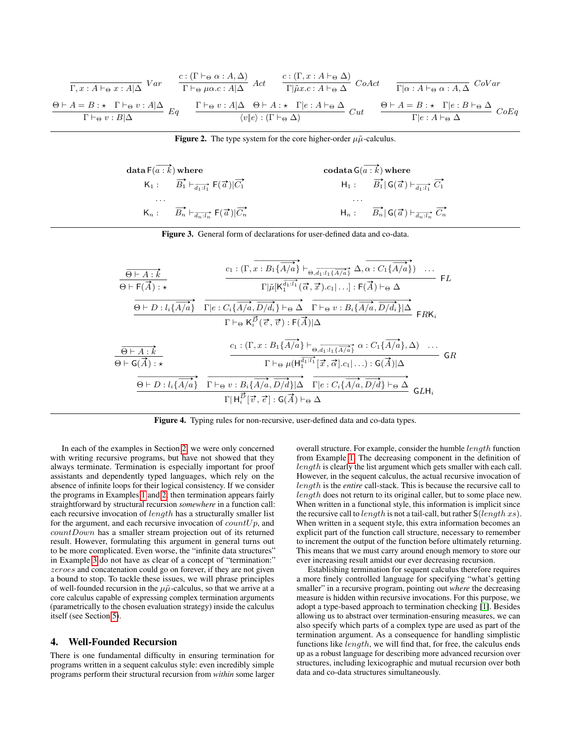$$\frac{}{\Gamma, x : A \vdash_\Theta x : A | \Delta}\ Var \qquad \frac{c : (\Gamma \vdash_\Theta \alpha : A, \Delta)}{\Gamma \vdash_\Theta \mu\alpha.c : A | \Delta}\ Act \qquad \frac{c : (\Gamma, x : A \vdash_\Theta \Delta)}{\Gamma | \tilde{\mu}x.c : A \vdash_\Theta \Delta}\ CoAct \qquad \frac{}{\Gamma | \alpha : A \vdash_\Theta \alpha : A, \Delta}\ CoVar$$

$$\frac{\Theta \vdash A = B : \star \quad \Gamma \vdash_\Theta v : A | \Delta}{\Gamma \vdash_\Theta v : B | \Delta}\ Eq \qquad \frac{\Gamma \vdash_\Theta v : A | \Delta \quad \Theta \vdash A : \star \quad \Gamma | e : A \vdash_\Theta \Delta}{\langle v \| e \rangle : (\Gamma \vdash_\Theta \Delta)}\ Cut \qquad \frac{\Theta \vdash A = B : \star \quad \Gamma | e : B \vdash_\Theta \Delta}{\Gamma | e : A \vdash_\Theta \Delta}\ CoEq$$

**Figure 2.** The type system for the core higher-order $\mu\tilde{\mu}$-calculus.

$$\begin{array}{ll}
\textbf{data}\ \mathsf{F}(\overrightarrow{a : k})\ \textbf{where} & \qquad \textbf{codata}\ \mathsf{G}(\overrightarrow{a : k})\ \textbf{where} \\
\quad \mathsf{K}_1 : \quad \overrightarrow{B_1} \vdash_{\overrightarrow{d_1 : l_1}} \mathsf{F}(\vec{a}) | \overrightarrow{C_1} & \qquad \quad \mathsf{H}_1 : \quad \overrightarrow{B_1} | \mathsf{G}(\vec{a}) \vdash_{\overrightarrow{d_1 : l_1}} \overrightarrow{C_1} \\
\quad \ldots & \qquad \quad \ldots \\
\quad \mathsf{K}_n : \quad \overrightarrow{B_n} \vdash_{\overrightarrow{d_n : l_n}} \mathsf{F}(\vec{a}) | \overrightarrow{C_n} & \qquad \quad \mathsf{H}_n : \quad \overrightarrow{B_n} | \mathsf{G}(\vec{a}) \vdash_{\overrightarrow{d_n : l_n}} \overrightarrow{C_n}
\end{array}$$

**Figure 3.** General form of declarations for user-defined data and co-data.

$$\frac{\overrightarrow{\Theta \vdash A : k}}{\Theta \vdash \mathsf{F}(\vec{A}) : \star} \qquad \frac{c_1 : (\Gamma, \overrightarrow{x : B_1\{\overrightarrow{A/a}\}} \vdash_{\Theta, \overrightarrow{d_1 : l_1\{\overrightarrow{A/a}\}}} \Delta, \overrightarrow{\alpha : C_1\{\overrightarrow{A/a}\}}) \quad \ldots}{\Gamma | \tilde{\mu}[\mathsf{K}_1^{\overrightarrow{d_1 : l_1}}(\vec{\alpha}, \vec{x}).c_1 | \ldots] : \mathsf{F}(\vec{A}) \vdash_\Theta \Delta}\ \mathsf{F}L$$

$$\frac{\overrightarrow{\Theta \vdash D : l_i\{\overrightarrow{A/a}\}} \quad \overrightarrow{\Gamma | e : C_i\{\overrightarrow{A/a}, \overrightarrow{D/d_i}\} \vdash_\Theta \Delta} \quad \overrightarrow{\Gamma \vdash_\Theta v : B_i\{\overrightarrow{A/a}, \overrightarrow{D/d_i}\} | \Delta}}{\Gamma \vdash_\Theta \mathsf{K}_i^{\vec{D}}(\vec{e}, \vec{v}) : \mathsf{F}(\vec{A}) | \Delta}\ \mathsf{F}R\mathsf{K}_i$$

$$\frac{\overrightarrow{\Theta \vdash A : k}}{\Theta \vdash \mathsf{G}(\vec{A}) : \star} \qquad \frac{c_1 : (\Gamma, \overrightarrow{x : B_1\{\overrightarrow{A/a}\}} \vdash_{\Theta, \overrightarrow{d_1 : l_1\{\overrightarrow{A/a}\}}} \overrightarrow{\alpha : C_1\{\overrightarrow{A/a}\}}, \Delta) \quad \ldots}{\Gamma \vdash_\Theta \mu(\mathsf{H}_1^{\overrightarrow{d_1 : l_1}}[\vec{x}, \vec{\alpha}].c_1 | \ldots) : \mathsf{G}(\vec{A}) | \Delta}\ \mathsf{G}R$$

$$\frac{\overrightarrow{\Theta \vdash D : l_i\{\overrightarrow{A/a}\}} \quad \overrightarrow{\Gamma \vdash_\Theta v : B_i\{\overrightarrow{A/a}, \overrightarrow{D/d}\} | \Delta} \quad \overrightarrow{\Gamma | e : C_i\{\overrightarrow{A/a}, \overrightarrow{D/d}\} \vdash_\Theta \Delta}}{\Gamma | \mathsf{H}_i^{\vec{D}}[\vec{v}, \vec{e}] : \mathsf{G}(\vec{A}) \vdash_\Theta \Delta}\ \mathsf{G}L\mathsf{H}_i$$

**Figure 4.** Typing rules for non-recursive, user-defined data and co-data types.

In each of the examples in Section 2, we were only concerned with writing recursive programs, but have not showed that they always terminate. Termination is especially important for proof assistants and dependently typed languages, which rely on the absence of infinite loops for their logical consistency. If we consider the programs in Examples 1 and 2, then termination appears fairly straightforward by structural recursion *somewhere* in a function call: each recursive invocation of $length$ has a structurally smaller list for the argument, and each recursive invocation of $countUp$, and $countDown$ has a smaller stream projection out of its returned result. However, formulating this argument in general turns out to be more complicated. Even worse, the "infinite data structures" in Example 3 do not have as clear of a concept of "termination:" $zeroes$ and concatenation could go on forever, if they are not given a bound to stop. To tackle these issues, we will phrase principles of well-founded recursion in the $\mu\tilde{\mu}$-calculus, so that we arrive at a core calculus capable of expressing complex termination arguments (parametrically to the chosen evaluation strategy) inside the calculus itself (see Section 5).

## 4. Well-Founded Recursion

There is one fundamental difficulty in ensuring termination for programs written in a sequent calculus style: even incredibly simple programs perform their structural recursion from *within* some larger overall structure. For example, consider the humble $length$ function from Example 1. The decreasing component in the definition of $length$ is clearly the list argument which gets smaller with each call. However, in the sequent calculus, the actual recursive invocation of $length$ is the *entire* call-stack. This is because the recursive call to $length$ does not return to its original caller, but to some place new. When written in a functional style, this information is implicit since the recursive call to $length$ is not a tail-call, but rather $\mathsf{S}(length\ xs)$. When written in a sequent style, this extra information becomes an explicit part of the function call structure, necessary to remember to increment the output of the function before ultimately returning. This means that we must carry around enough memory to store our ever increasing result amidst our ever decreasing recursion.

Establishing termination for sequent calculus therefore requires a more finely controlled language for specifying "what's getting smaller" in a recursive program, pointing out *where* the decreasing measure is hidden within recursive invocations. For this purpose, we adopt a type-based approach to termination checking [1]. Besides allowing us to abstract over termination-ensuring measures, we can also specify which parts of a complex type are used as part of the termination argument. As a consequence for handling simplistic functions like $length$, we will find that, for free, the calculus ends up as a robust language for describing more advanced recursion over structures, including lexicographic and mutual recursion over both data and co-data structures simultaneously.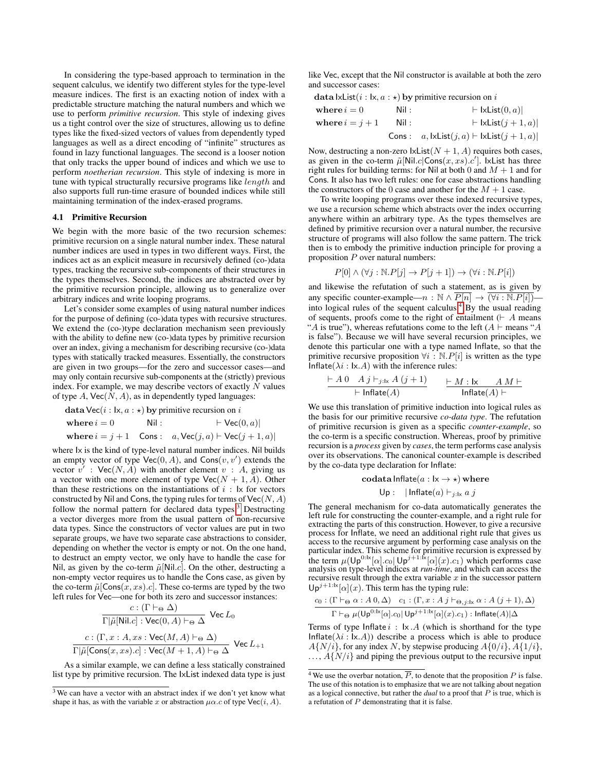In considering the type-based approach to termination in the sequent calculus, we identify two different styles for the type-level measure indices. The first is an exacting notion of index with a predictable structure matching the natural numbers and which we use to perform *primitive recursion*. This style of indexing gives us a tight control over the size of structures, allowing us to define types like the fixed-sized vectors of values from dependently typed languages as well as a direct encoding of "infinite" structures as found in lazy functional languages. The second is a looser notion that only tracks the upper bound of indices and which we use to perform *noetherian recursion*. This style of indexing is more in tune with typical structurally recursive programs like $length$ and also supports full run-time erasure of bounded indices while still maintaining termination of the index-erased programs.

### 4.1 Primitive Recursion

We begin with the more basic of the two recursion schemes: primitive recursion on a single natural number index. These natural number indices are used in types in two different ways. First, the indices act as an explicit measure in recursively defined (co-)data types, tracking the recursive sub-components of their structures in the types themselves. Second, the indices are abstracted over by the primitive recursion principle, allowing us to generalize over arbitrary indices and write looping programs.

Let's consider some examples of using natural number indices for the purpose of defining (co-)data types with recursive structures. We extend the (co-)type declaration mechanism seen previously with the ability to define new (co-)data types by primitive recursion over an index, giving a mechanism for describing recursive (co-)data types with statically tracked measures. Essentially, the constructors are given in two groups—for the zero and successor cases—and may only contain recursive sub-components at the (strictly) previous index. For example, we may describe vectors of exactly $N$ values of type $A$, $\mathsf{Vec}(N, A)$, as in dependently typed languages:

$$
\begin{array}{lll}
\multicolumn{3}{l}{\textbf{data}\,\mathsf{Vec}(i : \mathsf{Ix}, a : \star)\ \textbf{by}\ \text{primitive recursion on}\ i} \\
\textbf{where}\, i = 0 & \mathsf{Nil} : & \vdash \mathsf{Vec}(0, a)| \\
\textbf{where}\, i = j+1 & \mathsf{Cons} : & a, \mathsf{Vec}(j, a) \vdash \mathsf{Vec}(j+1, a)|
\end{array}
$$

where $\mathsf{Ix}$ is the kind of type-level natural number indices. $\mathsf{Nil}$ builds an empty vector of type $\mathsf{Vec}(0, A)$, and $\mathsf{Cons}(v, v')$ extends the vector $v' : \mathsf{Vec}(N, A)$ with another element $v : A$, giving us a vector with one more element of type $\mathsf{Vec}(N+1, A)$. Other than these restrictions on the instantiations of $i : \mathsf{Ix}$ for vectors constructed by $\mathsf{Nil}$ and $\mathsf{Cons}$, the typing rules for terms of $\mathsf{Vec}(N, A)$ follow the normal pattern for declared data types.[3] Destructing a vector diverges more from the usual pattern of non-recursive data types. Since the constructors of vector values are put in two separate groups, we have two separate case abstractions to consider, depending on whether the vector is empty or not. On the one hand, to destruct an empty vector, we only have to handle the case for $\mathsf{Nil}$, as given by the co-term $\tilde{\mu}[\mathsf{Nil}.c]$. On the other, destructing a non-empty vector requires us to handle the $\mathsf{Cons}$ case, as given by the co-term $\tilde{\mu}[\mathsf{Cons}(x, xs).c]$. These co-terms are typed by the two left rules for $\mathsf{Vec}$—one for both its zero and successor instances:

$$
\frac{c : (\Gamma \vdash_{\Theta} \Delta)}{\Gamma | \tilde{\mu}[\mathsf{Nil}.c] : \mathsf{Vec}(0, A) \vdash_{\Theta} \Delta}\ \mathsf{Vec}\,L_0
$$

$$
\frac{c : (\Gamma, x : A, xs : \mathsf{Vec}(M, A) \vdash_{\Theta} \Delta)}{\Gamma | \tilde{\mu}[\mathsf{Cons}(x, xs).c] : \mathsf{Vec}(M+1, A) \vdash_{\Theta} \Delta}\ \mathsf{Vec}\,L_{+1}
$$

As a similar example, we can define a less statically constrained list type by primitive recursion. The $\mathsf{IxList}$ indexed data type is just like $\mathsf{Vec}$, except that the $\mathsf{Nil}$ constructor is available at both the zero and successor cases:

$$
\begin{array}{lll}
\multicolumn{3}{l}{\textbf{data}\,\mathsf{IxList}(i : \mathsf{Ix}, a : \star)\ \textbf{by}\ \text{primitive recursion on}\ i} \\
\textbf{where}\, i = 0 & \mathsf{Nil} : & \vdash \mathsf{IxList}(0, a)| \\
\textbf{where}\, i = j+1 & \mathsf{Nil} : & \vdash \mathsf{IxList}(j+1, a)| \\
 & \mathsf{Cons} : & a, \mathsf{IxList}(j, a) \vdash \mathsf{IxList}(j+1, a)|
\end{array}
$$

Now, destructing a non-zero $\mathsf{IxList}(N+1, A)$ requires both cases, as given in the co-term $\tilde{\mu}[\mathsf{Nil}.c | \mathsf{Cons}(x, xs).c']$. $\mathsf{IxList}$ has three right rules for building terms: for $\mathsf{Nil}$ at both $0$ and $M+1$ and for $\mathsf{Cons}$. It also has two left rules: one for case abstractions handling the constructors of the $0$ case and another for the $M+1$ case.

To write looping programs over these indexed recursive types, we use a recursion scheme which abstracts over the index occurring anywhere within an arbitrary type. As the types themselves are defined by primitive recursion over a natural number, the recursive structure of programs will also follow the same pattern. The trick then is to embody the primitive induction principle for proving a proposition $P$ over natural numbers:

$$
P[0] \wedge (\forall j : \mathbb{N}.P[j] \to P[j+1]) \to (\forall i : \mathbb{N}.P[i])
$$

and likewise the refutation of such a statement, as is given by any specific counter-example—$n : \mathbb{N} \wedge \overline{P[n]} \to \overline{(\forall i : \mathbb{N}.P[i])}$—into logical rules of the sequent calculus.[4] By the usual reading of sequents, proofs come to the right of entailment ($\vdash A$ means "$A$ is true"), whereas refutations come to the left ($A \vdash$ means "$A$ is false"). Because we will have several recursion principles, we denote this particular one with a type named $\mathsf{Inflate}$, so that the primitive recursive proposition $\forall i : \mathbb{N}.P[i]$ is written as the type $\mathsf{Inflate}(\lambda i : \mathsf{Ix}.A)$ with the inference rules:

$$
\frac{\vdash A\ 0 \quad A\ j \vdash_{j:\mathsf{Ix}} A\ (j+1)}{\vdash \mathsf{Inflate}(A)} \qquad \frac{\vdash M : \mathsf{Ix} \qquad A\ M \vdash}{\mathsf{Inflate}(A) \vdash}
$$

We use this translation of primitive induction into logical rules as the basis for our primitive recursive *co-data type*. The refutation of primitive recursion is given as a specific *counter-example*, so the co-term is a specific construction. Whereas, proof by primitive recursion is a *process* given by *cases*, the term performs case analysis over its observations. The canonical counter-example is described by the co-data type declaration for $\mathsf{Inflate}$:

$$
\begin{array}{c}
\textbf{codata}\,\mathsf{Inflate}(a : \mathsf{Ix} \to \star)\ \textbf{where} \\
\mathsf{Up} : \quad | \mathsf{Inflate}(a) \vdash_{j:\mathsf{Ix}} a\ j
\end{array}
$$

The general mechanism for co-data automatically generates the left rule for constructing the counter-example, and a right rule for extracting the parts of this construction. However, to give a recursive process for $\mathsf{Inflate}$, we need an additional right rule that gives us access to the recursive argument by performing case analysis on the particular index. This scheme for primitive recursion is expressed by the term $\mu(\mathsf{Up}^{0:\mathsf{Ix}}[\alpha].c_0 | \mathsf{Up}^{j+1:\mathsf{Ix}}[\alpha](x).c_1)$ which performs case analysis on type-level indices at *run-time*, and which can access the recursive result through the extra variable $x$ in the successor pattern $\mathsf{Up}^{j+1:\mathsf{Ix}}[\alpha](x)$. This term has the typing rule:

$$
\frac{c_0 : (\Gamma \vdash_{\Theta} \alpha : A\ 0, \Delta) \quad c_1 : (\Gamma, x : A\ j \vdash_{\Theta, j:\mathsf{Ix}} \alpha : A\ (j+1), \Delta)}{\Gamma \vdash_{\Theta} \mu(\mathsf{Up}^{0:\mathsf{Ix}}[\alpha].c_0 | \mathsf{Up}^{j+1:\mathsf{Ix}}[\alpha](x).c_1) : \mathsf{Inflate}(A) | \Delta}
$$

Terms of type $\mathsf{Inflate}\, i : \mathsf{Ix}.A$ (which is shorthand for the type $\mathsf{Inflate}(\lambda i : \mathsf{Ix}.A)$) describe a process which is able to produce $A\{N/i\}$, for any index $N$, by stepwise producing $A\{0/i\}$, $A\{1/i\}$, $\ldots$, $A\{N/i\}$ and piping the previous output to the recursive input

[3] We can have a vector with an abstract index if we don't yet know what shape it has, as with the variable $x$ or abstraction $\mu\alpha.c$ of type $\mathsf{Vec}(i, A)$.

[4] We use the overbar notation, $\overline{P}$, to denote that the proposition $P$ is false. The use of this notation is to emphasize that we are not talking about negation as a logical connective, but rather the *dual* to a proof that $P$ is true, which is a refutation of $P$ demonstrating that it is false.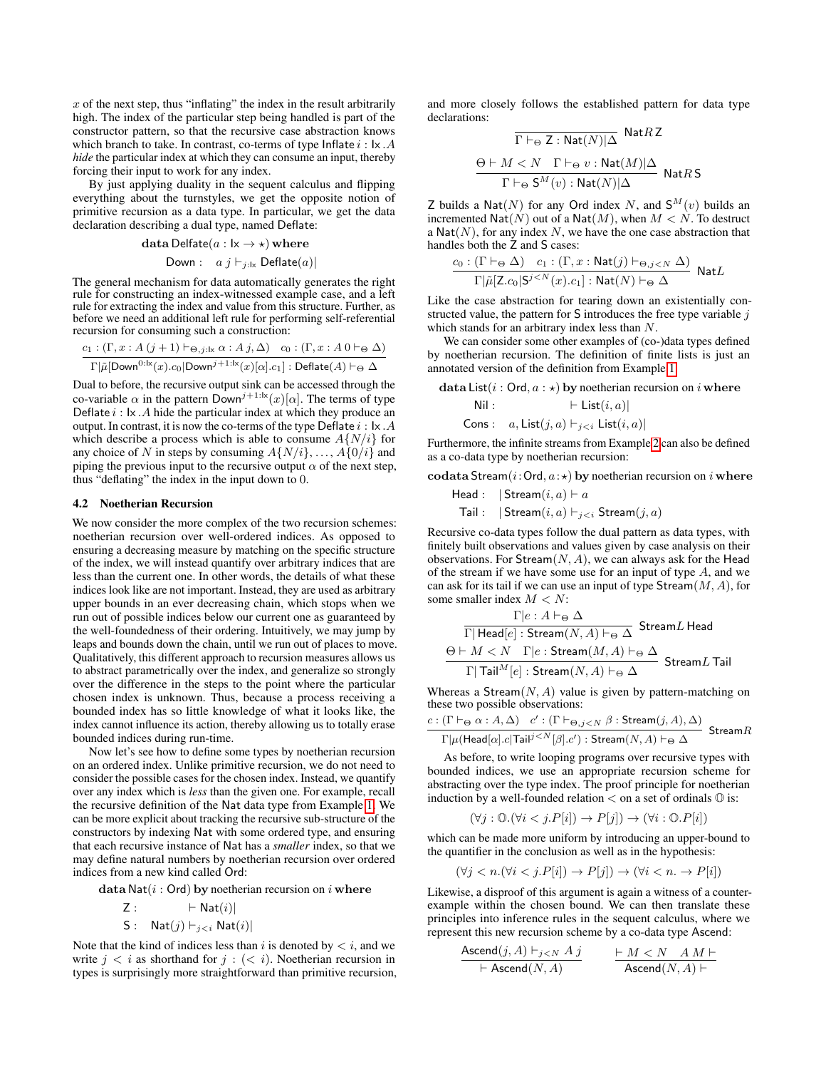$x$ of the next step, thus "inflating" the index in the result arbitrarily high. The index of the particular step being handled is part of the constructor pattern, so that the recursive case abstraction knows which branch to take. In contrast, co-terms of type $\mathsf{Inflate}\, i : \mathsf{Ix}\,.A$ *hide* the particular index at which they can consume an input, thereby forcing their input to work for any index.

By just applying duality in the sequent calculus and flipping everything about the turnstyles, we get the opposite notion of primitive recursion as a data type. In particular, we get the data declaration describing a dual type, named Delfate:

$$\mathbf{data}\ \mathsf{Delfate}(a : \mathsf{Ix} \to \star)\ \mathbf{where}$$

$$\mathsf{Down} : \quad a\ j \vdash_{j:\mathsf{Ix}} \mathsf{Deflate}(a)|$$

The general mechanism for data automatically generates the right rule for constructing an index-witnessed example case, and a left rule for extracting the index and value from this structure. Further, as before we need an additional left rule for performing self-referential recursion for consuming such a construction:

$$\frac{c_1 : (\Gamma, x : A\ (j+1) \vdash_{\Theta, j:\mathsf{Ix}} \alpha : A\ j, \Delta) \quad c_0 : (\Gamma, x : A\ 0 \vdash_\Theta \Delta)}{\Gamma|\tilde{\mu}[\mathsf{Down}^{0:\mathsf{Ix}}(x).c_0|\mathsf{Down}^{j+1:\mathsf{Ix}}(x)[\alpha].c_1] : \mathsf{Deflate}(A) \vdash_\Theta \Delta}$$

Dual to before, the recursive output sink can be accessed through the co-variable $\alpha$ in the pattern $\mathsf{Down}^{j+1:\mathsf{Ix}}(x)[\alpha]$. The terms of type $\mathsf{Deflate}\, i : \mathsf{Ix}\,.A$ hide the particular index at which they produce an output. In contrast, it is now the co-terms of the type $\mathsf{Deflate}\, i : \mathsf{Ix}\,.A$ which describe a process which is able to consume $A\{N/i\}$ for any choice of $N$ in steps by consuming $A\{N/i\}, \ldots, A\{0/i\}$ and piping the previous input to the recursive output $\alpha$ of the next step, thus "deflating" the index in the input down to 0.

### 4.2 Noetherian Recursion

We now consider the more complex of the two recursion schemes: noetherian recursion over well-ordered indices. As opposed to ensuring a decreasing measure by matching on the specific structure of the index, we will instead quantify over arbitrary indices that are less than the current one. In other words, the details of what these indices look like are not important. Instead, they are used as arbitrary upper bounds in an ever decreasing chain, which stops when we run out of possible indices below our current one as guaranteed by the well-foundedness of their ordering. Intuitively, we may jump by leaps and bounds down the chain, until we run out of places to move. Qualitatively, this different approach to recursion measures allows us to abstract parametrically over the index, and generalize so strongly over the difference in the steps to the point where the particular chosen index is unknown. Thus, because a process receiving a bounded index has so little knowledge of what it looks like, the index cannot influence its action, thereby allowing us to totally erase bounded indices during run-time.

Now let's see how to define some types by noetherian recursion on an ordered index. Unlike primitive recursion, we do not need to consider the possible cases for the chosen index. Instead, we quantify over any index which is *less* than the given one. For example, recall the recursive definition of the Nat data type from Example 1. We can be more explicit about tracking the recursive sub-structure of the constructors by indexing Nat with some ordered type, and ensuring that each recursive instance of Nat has a *smaller* index, so that we may define natural numbers by noetherian recursion over ordered indices from a new kind called Ord:

$$\mathbf{data}\ \mathsf{Nat}(i : \mathsf{Ord})\ \mathbf{by}\ \text{noetherian recursion on } i\ \mathbf{where}$$

$$\mathsf{Z} : \quad \vdash \mathsf{Nat}(i)|$$

$$\mathsf{S} : \quad \mathsf{Nat}(j) \vdash_{j<i} \mathsf{Nat}(i)|$$

Note that the kind of indices less than $i$ is denoted by $< i$, and we write $j < i$ as shorthand for $j : (< i)$. Noetherian recursion in types is surprisingly more straightforward than primitive recursion, and more closely follows the established pattern for data type declarations:

$$\frac{}{\Gamma \vdash_\Theta \mathsf{Z} : \mathsf{Nat}(N)|\Delta}\ \mathsf{Nat}R\,\mathsf{Z}$$

$$\frac{\Theta \vdash M < N \quad \Gamma \vdash_\Theta v : \mathsf{Nat}(M)|\Delta}{\Gamma \vdash_\Theta \mathsf{S}^M(v) : \mathsf{Nat}(N)|\Delta}\ \mathsf{Nat}R\,\mathsf{S}$$

Z builds a $\mathsf{Nat}(N)$ for any Ord index $N$, and $\mathsf{S}^M(v)$ builds an incremented $\mathsf{Nat}(N)$ out of a $\mathsf{Nat}(M)$, when $M < N$. To destruct a $\mathsf{Nat}(N)$, for any index $N$, we have the one case abstraction that handles both the Z and S cases:

$$\frac{c_0 : (\Gamma \vdash_\Theta \Delta) \quad c_1 : (\Gamma, x : \mathsf{Nat}(j) \vdash_{\Theta, j<N} \Delta)}{\Gamma|\tilde{\mu}[\mathsf{Z}.c_0|\mathsf{S}^{j<N}(x).c_1] : \mathsf{Nat}(N) \vdash_\Theta \Delta}\ \mathsf{Nat}L$$

Like the case abstraction for tearing down an existentially constructed value, the pattern for S introduces the free type variable $j$ which stands for an arbitrary index less than $N$.

We can consider some other examples of (co-)data types defined by noetherian recursion. The definition of finite lists is just an annotated version of the definition from Example 1.

$$\mathbf{data}\ \mathsf{List}(i : \mathsf{Ord}, a : \star)\ \mathbf{by}\ \text{noetherian recursion on } i\ \mathbf{where}$$

$$\mathsf{Nil} : \quad \vdash \mathsf{List}(i, a)|$$

$$\mathsf{Cons} : \quad a, \mathsf{List}(j, a) \vdash_{j<i} \mathsf{List}(i, a)|$$

Furthermore, the infinite streams from Example 2 can also be defined as a co-data type by noetherian recursion:

$$\mathbf{codata}\ \mathsf{Stream}(i : \mathsf{Ord}, a : \star)\ \mathbf{by}\ \text{noetherian recursion on } i\ \mathbf{where}$$

$$\mathsf{Head} : \quad |\,\mathsf{Stream}(i, a) \vdash a$$

$$\mathsf{Tail} : \quad |\,\mathsf{Stream}(i, a) \vdash_{j<i} \mathsf{Stream}(j, a)$$

Recursive co-data types follow the dual pattern as data types, with finitely built observations and values given by case analysis on their observations. For $\mathsf{Stream}(N, A)$, we can always ask for the Head of the stream if we have some use for an input of type $A$, and we can ask for its tail if we can use an input of type $\mathsf{Stream}(M, A)$, for some smaller index $M < N$:

$$\frac{\Gamma|e : A \vdash_\Theta \Delta}{\Gamma|\,\mathsf{Head}[e] : \mathsf{Stream}(N, A) \vdash_\Theta \Delta}\ \mathsf{Stream}L\ \mathsf{Head}$$

$$\frac{\Theta \vdash M < N \quad \Gamma|e : \mathsf{Stream}(M, A) \vdash_\Theta \Delta}{\Gamma|\,\mathsf{Tail}^M[e] : \mathsf{Stream}(N, A) \vdash_\Theta \Delta}\ \mathsf{Stream}L\ \mathsf{Tail}$$

Whereas a $\mathsf{Stream}(N, A)$ value is given by pattern-matching on these two possible observations:

$$\frac{c : (\Gamma \vdash_\Theta \alpha : A, \Delta) \quad c' : (\Gamma \vdash_{\Theta, j<N} \beta : \mathsf{Stream}(j, A), \Delta)}{\Gamma|\mu(\mathsf{Head}[\alpha].c|\mathsf{Tail}^{j<N}[\beta].c') : \mathsf{Stream}(N, A) \vdash_\Theta \Delta}\ \mathsf{Stream}R$$

As before, to write looping programs over recursive types with bounded indices, we use an appropriate recursion scheme for abstracting over the type index. The proof principle for noetherian induction by a well-founded relation $<$ on a set of ordinals $\mathbb{O}$ is:

$$(\forall j : \mathbb{O}.(\forall i < j.P[i]) \to P[j]) \to (\forall i : \mathbb{O}.P[i])$$

which can be made more uniform by introducing an upper-bound to the quantifier in the conclusion as well as in the hypothesis:

$$(\forall j < n.(\forall i < j.P[i]) \to P[j]) \to (\forall i < n. \to P[i])$$

Likewise, a disproof of this argument is again a witness of a counter-example within the chosen bound. We can then translate these principles into inference rules in the sequent calculus, where we represent this new recursion scheme by a co-data type Ascend:

$$\frac{\mathsf{Ascend}(j, A) \vdash_{j<N} A\ j}{\vdash \mathsf{Ascend}(N, A)} \qquad \frac{\vdash M < N \quad A\ M \vdash}{\mathsf{Ascend}(N, A) \vdash}$$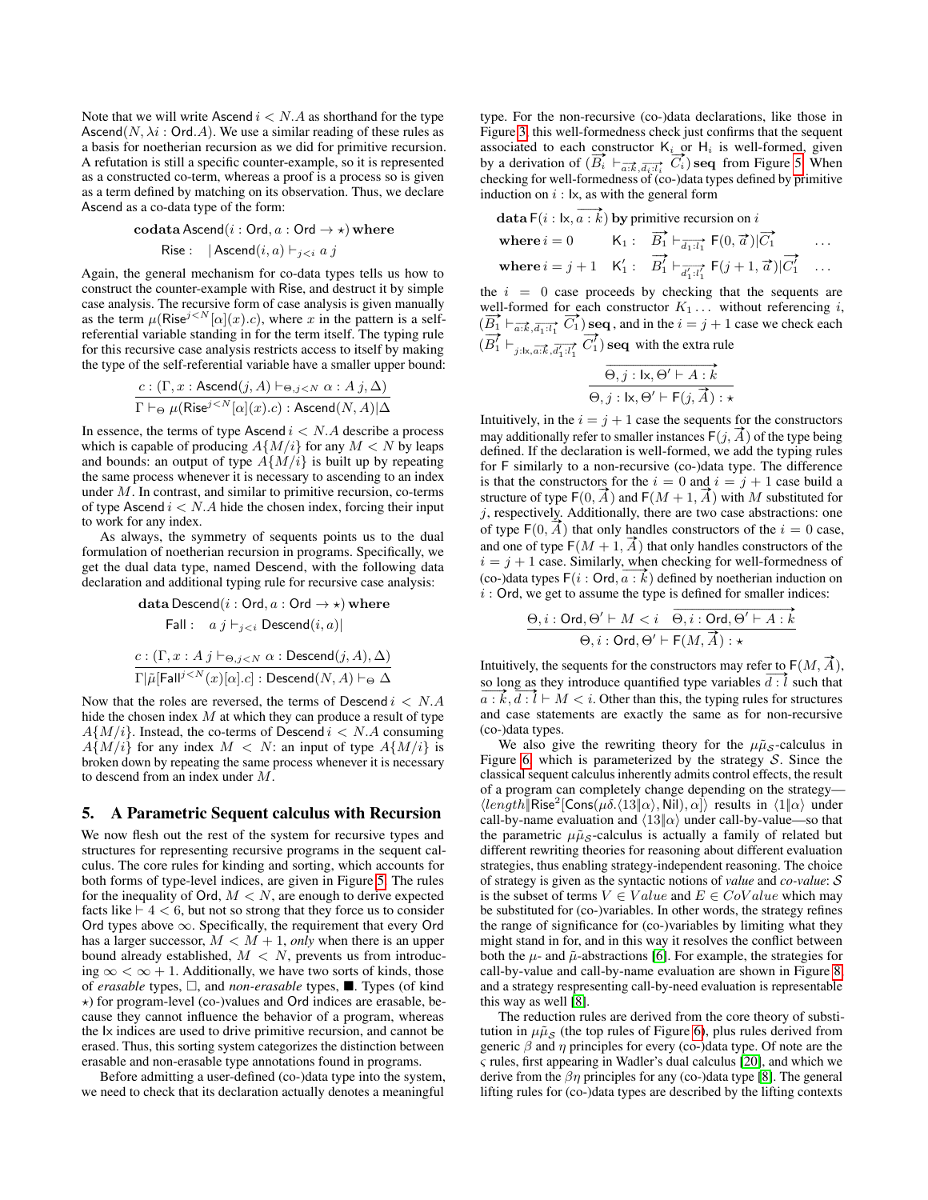Note that we will write $\mathsf{Ascend}\, i < N.A$ as shorthand for the type $\mathsf{Ascend}(N, \lambda i : \mathsf{Ord}.A)$. We use a similar reading of these rules as a basis for noetherian recursion as we did for primitive recursion. A refutation is still a specific counter-example, so it is represented as a constructed co-term, whereas a proof is a process so is given as a term defined by matching on its observation. Thus, we declare Ascend as a co-data type of the form:

$$\textbf{codata}\, \mathsf{Ascend}(i : \mathsf{Ord}, a : \mathsf{Ord} \to \star)\, \textbf{where}$$
$$\mathsf{Rise} : \quad | \mathsf{Ascend}(i, a) \vdash_{j<i} a\, j$$

Again, the general mechanism for co-data types tells us how to construct the counter-example with Rise, and destruct it by simple case analysis. The recursive form of case analysis is given manually as the term $\mu(\mathsf{Rise}^{j<N}[\alpha](x).c)$, where $x$ in the pattern is a self-referential variable standing in for the term itself. The typing rule for this recursive case analysis restricts access to itself by making the type of the self-referential variable have a smaller upper bound:

$$\frac{c : (\Gamma, x : \mathsf{Ascend}(j, A) \vdash_{\Theta, j<N} \alpha : A\, j, \Delta)}{\Gamma \vdash_\Theta \mu(\mathsf{Rise}^{j<N}[\alpha](x).c) : \mathsf{Ascend}(N, A) | \Delta}$$

In essence, the terms of type $\mathsf{Ascend}\, i < N.A$ describe a process which is capable of producing $A\{M/i\}$ for any $M < N$ by leaps and bounds: an output of type $A\{M/i\}$ is built up by repeating the same process whenever it is necessary to ascending to an index under $M$. In contrast, and similar to primitive recursion, co-terms of type $\mathsf{Ascend}\, i < N.A$ hide the chosen index, forcing their input to work for any index.

As always, the symmetry of sequents points us to the dual formulation of noetherian recursion in programs. Specifically, we get the dual data type, named Descend, with the following data declaration and additional typing rule for recursive case analysis:

$$\textbf{data}\, \mathsf{Descend}(i : \mathsf{Ord}, a : \mathsf{Ord} \to \star)\, \textbf{where}$$
$$\mathsf{Fall} : \quad a\, j \vdash_{j<i} \mathsf{Descend}(i, a)|$$

$$\frac{c : (\Gamma, x : A\, j \vdash_{\Theta, j<N} \alpha : \mathsf{Descend}(j, A), \Delta)}{\Gamma | \tilde{\mu}[\mathsf{Fall}^{j<N}(x)[\alpha].c] : \mathsf{Descend}(N, A) \vdash_\Theta \Delta}$$

Now that the roles are reversed, the terms of $\mathsf{Descend}\, i < N.A$ hide the chosen index $M$ at which they can produce a result of type $A\{M/i\}$. Instead, the co-terms of $\mathsf{Descend}\, i < N.A$ consuming $A\{M/i\}$ for any index $M < N$: an input of type $A\{M/i\}$ is broken down by repeating the same process whenever it is necessary to descend from an index under $M$.

## 5. A Parametric Sequent calculus with Recursion

We now flesh out the rest of the system for recursive types and structures for representing recursive programs in the sequent calculus. The core rules for kinding and sorting, which accounts for both forms of type-level indices, are given in Figure 5. The rules for the inequality of Ord, $M < N$, are enough to derive expected facts like $\vdash 4 < 6$, but not so strong that they force us to consider Ord types above $\infty$. Specifically, the requirement that every Ord has a larger successor, $M < M + 1$, *only* when there is an upper bound already established, $M < N$, prevents us from introducing $\infty < \infty + 1$. Additionally, we have two sorts of kinds, those of *erasable* types, $\square$, and *non-erasable* types, $\blacksquare$. Types (of kind $\star$) for program-level (co-)values and Ord indices are erasable, because they cannot influence the behavior of a program, whereas the Ix indices are used to drive primitive recursion, and cannot be erased. Thus, this sorting system categorizes the distinction between erasable and non-erasable type annotations found in programs.

Before admitting a user-defined (co-)data type into the system, we need to check that its declaration actually denotes a meaningful type. For the non-recursive (co-)data declarations, like those in Figure 3, this well-formedness check just confirms that the sequent associated to each constructor $\mathsf{K}_i$ or $\mathsf{H}_i$ is well-formed, given by a derivation of $(\overrightarrow{B_i} \vdash_{\overrightarrow{a:k}, \overrightarrow{d_i : l_i}} \overrightarrow{C_i})\, \mathbf{seq}$ from Figure 5. When checking for well-formedness of (co-)data types defined by primitive induction on $i : \mathsf{Ix}$, as with the general form

$$\begin{aligned}
&\textbf{data}\, \mathsf{F}(i : \mathsf{Ix}, \overrightarrow{a : k})\, \textbf{by primitive recursion on}\, i \\
&\textbf{where}\, i = 0 \qquad \mathsf{K}_1 : \quad \overrightarrow{B_1} \vdash_{\overrightarrow{d_1 : l_1}} \mathsf{F}(0, \vec{a}) | \overrightarrow{C_1} \qquad \ldots \\
&\textbf{where}\, i = j+1 \quad \mathsf{K}'_1 : \quad \overrightarrow{B'_1} \vdash_{\overrightarrow{d'_1 : l'_1}} \mathsf{F}(j+1, \vec{a}) | \overrightarrow{C'_1} \quad \ldots
\end{aligned}$$

the $i = 0$ case proceeds by checking that the sequents are well-formed for each constructor $K_1 \ldots$ without referencing $i$, $(\overrightarrow{B_1} \vdash_{\overrightarrow{a:k}, \overrightarrow{d_1 : l_1}} \overrightarrow{C_1})\, \mathbf{seq}$, and in the $i = j+1$ case we check each $(\overrightarrow{B'_1} \vdash_{j:\mathsf{Ix}, \overrightarrow{a:k}, \overrightarrow{d'_1 : l'_1}} \overrightarrow{C'_1})\, \mathbf{seq}$ with the extra rule

$$\frac{\overrightarrow{\Theta, j : \mathsf{Ix}, \Theta' \vdash A : k}}{\Theta, j : \mathsf{Ix}, \Theta' \vdash \mathsf{F}(j, \vec{A}) : \star}$$

Intuitively, in the $i = j+1$ case the sequents for the constructors may additionally refer to smaller instances $\mathsf{F}(j, \vec{A})$ of the type being defined. If the declaration is well-formed, we add the typing rules for F similarly to a non-recursive (co-)data type. The difference is that the constructors for the $i = 0$ and $i = j+1$ case build a structure of type $\mathsf{F}(0, \vec{A})$ and $\mathsf{F}(M+1, \vec{A})$ with $M$ substituted for $j$, respectively. Additionally, there are two case abstractions: one of type $\mathsf{F}(0, \vec{A})$ that only handles constructors of the $i = 0$ case, and one of type $\mathsf{F}(M+1, \vec{A})$ that only handles constructors of the $i = j+1$ case. Similarly, when checking for well-formedness of (co-)data types $\mathsf{F}(i : \mathsf{Ord}, \overrightarrow{a : k})$ defined by noetherian induction on $i : \mathsf{Ord}$, we get to assume the type is defined for smaller indices:

$$\frac{\Theta, i : \mathsf{Ord}, \Theta' \vdash M < i \quad \overrightarrow{\Theta, i : \mathsf{Ord}, \Theta' \vdash A : k}}{\Theta, i : \mathsf{Ord}, \Theta' \vdash \mathsf{F}(M, \vec{A}) : \star}$$

Intuitively, the sequents for the constructors may refer to $\mathsf{F}(M, \vec{A})$, so long as they introduce quantified type variables $\overrightarrow{d : l}$ such that $\overrightarrow{a : k}, \overrightarrow{d : l} \vdash M < i$. Other than this, the typing rules for structures and case statements are exactly the same as for non-recursive (co-)data types.

We also give the rewriting theory for the $\mu\tilde{\mu}_{\mathcal{S}}$-calculus in Figure 6, which is parameterized by the strategy $\mathcal{S}$. Since the classical sequent calculus inherently admits control effects, the result of a program can completely change depending on the strategy—$\langle length \| \mathsf{Rise}^2[\mathsf{Cons}(\mu\delta.\langle 13 \| \alpha\rangle, \mathsf{Nil}), \alpha]\rangle$ results in $\langle 1 \| \alpha\rangle$ under call-by-name evaluation and $\langle 13 \| \alpha\rangle$ under call-by-value—so that the parametric $\mu\tilde{\mu}_{\mathcal{S}}$-calculus is actually a family of related but different rewriting theories for reasoning about different evaluation strategies, thus enabling strategy-independent reasoning. The choice of strategy is given as the syntactic notions of *value* and *co-value*: $\mathcal{S}$ is the subset of terms $V \in Value$ and $E \in CoValue$ which may be substituted for (co-)variables. In other words, the strategy refines the range of significance for (co-)variables by limiting what they might stand in for, and in this way it resolves the conflict between both the $\mu$- and $\tilde{\mu}$-abstractions [6]. For example, the strategies for call-by-value and call-by-name evaluation are shown in Figure 8, and a strategy respresenting call-by-need evaluation is representable this way as well [8].

The reduction rules are derived from the core theory of substitution in $\mu\tilde{\mu}_{\mathcal{S}}$ (the top rules of Figure 6), plus rules derived from generic $\beta$ and $\eta$ principles for every (co-)data type. Of note are the $\varsigma$ rules, first appearing in Wadler's dual calculus [20], and which we derive from the $\beta\eta$ principles for any (co-)data type [8]. The general lifting rules for (co-)data types are described by the lifting contexts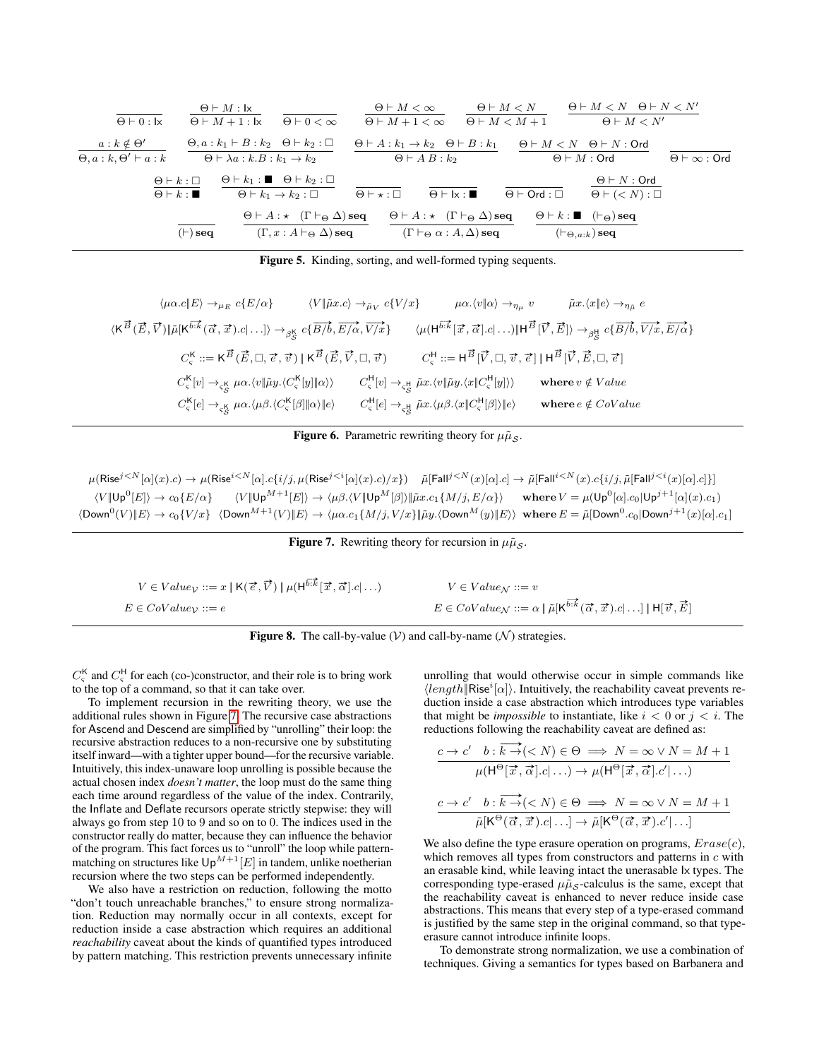$$\frac{}{\Theta \vdash 0 : \mathsf{Ix}} \quad \frac{\Theta \vdash M : \mathsf{Ix}}{\Theta \vdash M+1 : \mathsf{Ix}} \quad \frac{}{\Theta \vdash 0 < \infty} \quad \frac{\Theta \vdash M < \infty}{\Theta \vdash M+1 < \infty} \quad \frac{\Theta \vdash M < N}{\Theta \vdash M < M+1} \quad \frac{\Theta \vdash M < N \quad \Theta \vdash N < N'}{\Theta \vdash M < N'}$$

$$\frac{a : k \notin \Theta'}{\Theta, a : k, \Theta' \vdash a : k} \quad \frac{\Theta, a : k_1 \vdash B : k_2 \quad \Theta \vdash k_2 : \Box}{\Theta \vdash \lambda a : k.B : k_1 \to k_2} \quad \frac{\Theta \vdash A : k_1 \to k_2 \quad \Theta \vdash B : k_1}{\Theta \vdash A\, B : k_2} \quad \frac{\Theta \vdash M < N \quad \Theta \vdash N : \mathsf{Ord}}{\Theta \vdash M : \mathsf{Ord}} \quad \frac{}{\Theta \vdash \infty : \mathsf{Ord}}$$

$$\frac{\Theta \vdash k : \Box}{\Theta \vdash k : \blacksquare} \quad \frac{\Theta \vdash k_1 : \blacksquare \quad \Theta \vdash k_2 : \Box}{\Theta \vdash k_1 \to k_2 : \Box} \quad \frac{}{\Theta \vdash \star : \Box} \quad \frac{}{\Theta \vdash \mathsf{Ix} : \blacksquare} \quad \frac{}{\Theta \vdash \mathsf{Ord} : \Box} \quad \frac{\Theta \vdash N : \mathsf{Ord}}{\Theta \vdash (< N) : \Box}$$

$$\frac{}{(\vdash)\,\mathbf{seq}} \quad \frac{\Theta \vdash A : \star \quad (\Gamma \vdash_\Theta \Delta)\,\mathbf{seq}}{(\Gamma, x : A \vdash_\Theta \Delta)\,\mathbf{seq}} \quad \frac{\Theta \vdash A : \star \quad (\Gamma \vdash_\Theta \Delta)\,\mathbf{seq}}{(\Gamma \vdash_\Theta \alpha : A, \Delta)\,\mathbf{seq}} \quad \frac{\Theta \vdash k : \blacksquare \quad (\vdash_\Theta)\,\mathbf{seq}}{(\vdash_{\Theta, a:k})\,\mathbf{seq}}$$

**Figure 5.** Kinding, sorting, and well-formed typing sequents.

$$\langle \mu\alpha.c \| E \rangle \to_{\mu_E} c\{E/\alpha\} \qquad \langle V \| \tilde{\mu}x.c \rangle \to_{\tilde{\mu}_V} c\{V/x\} \qquad \mu\alpha.\langle v \| \alpha \rangle \to_{\eta_\mu} v \qquad \tilde{\mu}x.\langle x \| e \rangle \to_{\eta_{\tilde{\mu}}} e$$

$$\langle \mathsf{K}^{\vec{B}}(\vec{E}, \vec{V}) \| \tilde{\mu}[\mathsf{K}^{\vec{b:k}}(\vec{\alpha}, \vec{x}).c | \ldots] \rangle \to_{\beta^{\mathsf{K}}_{\mathcal{S}}} c\{\overrightarrow{B/b}, \overrightarrow{E/\alpha}, \overrightarrow{V/x}\} \qquad \langle \mu(\mathsf{H}^{\vec{b:k}}[\vec{x}, \vec{\alpha}].c | \ldots) \| \mathsf{H}^{\vec{B}}[\vec{V}, \vec{E}] \rangle \to_{\beta^{\mathsf{H}}_{\mathcal{S}}} c\{\overrightarrow{B/b}, \overrightarrow{V/x}, \overrightarrow{E/\alpha}\}$$

$$C^{\mathsf{K}}_{\varsigma} ::= \mathsf{K}^{\vec{B}}(\vec{E}, \Box, \vec{e}, \vec{v}) \mid \mathsf{K}^{\vec{B}}(\vec{E}, \vec{V}, \Box, \vec{v}) \qquad C^{\mathsf{H}}_{\varsigma} ::= \mathsf{H}^{\vec{B}}[\vec{V}, \Box, \vec{v}, \vec{e}] \mid \mathsf{H}^{\vec{B}}[\vec{V}, \vec{E}, \Box, \vec{e}]$$

$$C^{\mathsf{K}}_{\varsigma}[v] \to_{\varsigma^{\mathsf{K}}_{\mathcal{S}}} \mu\alpha.\langle v \| \tilde{\mu}y.\langle C^{\mathsf{K}}_{\varsigma}[y] \| \alpha \rangle \rangle \qquad C^{\mathsf{H}}_{\varsigma}[v] \to_{\varsigma^{\mathsf{H}}_{\mathcal{S}}} \tilde{\mu}x.\langle v \| \tilde{\mu}y.\langle x \| C^{\mathsf{H}}_{\varsigma}[y] \rangle \rangle \qquad \textbf{where}\, v \notin Value$$

$$C^{\mathsf{K}}_{\varsigma}[e] \to_{\varsigma^{\mathsf{K}}_{\mathcal{S}}} \mu\alpha.\langle \mu\beta.\langle C^{\mathsf{K}}_{\varsigma}[\beta] \| \alpha \rangle \| e \rangle \qquad C^{\mathsf{H}}_{\varsigma}[e] \to_{\varsigma^{\mathsf{H}}_{\mathcal{S}}} \tilde{\mu}x.\langle \mu\beta.\langle x \| C^{\mathsf{H}}_{\varsigma}[\beta] \rangle \| e \rangle \qquad \textbf{where}\, e \notin CoValue$$

**Figure 6.** Parametric rewriting theory for $\mu\tilde{\mu}_{\mathcal{S}}$.

$$\mu(\mathsf{Rise}^{j<N}[\alpha](x).c) \to \mu(\mathsf{Rise}^{i<N}[\alpha].c\{i/j, \mu(\mathsf{Rise}^{j<i}[\alpha](x).c)/x\}) \quad \tilde{\mu}[\mathsf{Fall}^{j<N}(x)[\alpha].c] \to \tilde{\mu}[\mathsf{Fall}^{i<N}(x).c\{i/j, \tilde{\mu}[\mathsf{Fall}^{j<i}(x)[\alpha].c]\}]$$

$$\langle V \| \mathsf{Up}^0[E] \rangle \to c_0\{E/\alpha\} \qquad \langle V \| \mathsf{Up}^{M+1}[E] \rangle \to \langle \mu\beta.\langle V \| \mathsf{Up}^M[\beta] \rangle \| \tilde{\mu}x.c_1\{M/j, E/\alpha\} \rangle \qquad \textbf{where}\ V = \mu(\mathsf{Up}^0[\alpha].c_0 | \mathsf{Up}^{j+1}[\alpha](x).c_1)$$

$$\langle \mathsf{Down}^0(V) \| E \rangle \to c_0\{V/x\} \quad \langle \mathsf{Down}^{M+1}(V) \| E \rangle \to \langle \mu\alpha.c_1\{M/j, V/x\} \| \tilde{\mu}y.\langle \mathsf{Down}^M(y) \| E \rangle \rangle \quad \textbf{where}\ E = \tilde{\mu}[\mathsf{Down}^0.c_0 | \mathsf{Down}^{j+1}(x)[\alpha].c_1]$$

**Figure 7.** Rewriting theory for recursion in $\mu\tilde{\mu}_{\mathcal{S}}$.

$$V \in Value_{\mathcal{V}} ::= x \mid \mathsf{K}(\vec{e}, \vec{V}) \mid \mu(\mathsf{H}^{\vec{b:k}}[\vec{x}, \vec{\alpha}].c | \ldots) \qquad V \in Value_{\mathcal{N}} ::= v$$

$$E \in CoValue_{\mathcal{V}} ::= e \qquad E \in CoValue_{\mathcal{N}} ::= \alpha \mid \tilde{\mu}[\mathsf{K}^{\vec{b:k}}(\vec{\alpha}, \vec{x}).c | \ldots] \mid \mathsf{H}[\vec{v}, \vec{E}]$$

**Figure 8.** The call-by-value ($\mathcal{V}$) and call-by-name ($\mathcal{N}$) strategies.

$C^{\mathsf{K}}_{\varsigma}$ and $C^{\mathsf{H}}_{\varsigma}$ for each (co-)constructor, and their role is to bring work to the top of a command, so that it can take over.

To implement recursion in the rewriting theory, we use the additional rules shown in Figure 7. The recursive case abstractions for Ascend and Descend are simplified by "unrolling" their loop: the recursive abstraction reduces to a non-recursive one by substituting itself inward—with a tighter upper bound—for the recursive variable. Intuitively, this index-unaware loop unrolling is possible because the actual chosen index *doesn't matter*, the loop must do the same thing each time around regardless of the value of the index. Contrarily, the Inflate and Deflate recursors operate strictly stepwise: they will always go from step 10 to 9 and so on to 0. The indices used in the constructor really do matter, because they can influence the behavior of the program. This fact forces us to "unroll" the loop while pattern-matching on structures like $\mathsf{Up}^{M+1}[E]$ in tandem, unlike noetherian recursion where the two steps can be performed independently.

We also have a restriction on reduction, following the motto "don't touch unreachable branches," to ensure strong normalization. Reduction may normally occur in all contexts, except for reduction inside a case abstraction which requires an additional *reachability* caveat about the kinds of quantified types introduced by pattern matching. This restriction prevents unnecessary infinite unrolling that would otherwise occur in simple commands like $\langle length \| \mathsf{Rise}^i[\alpha] \rangle$. Intuitively, the reachability caveat prevents reduction inside a case abstraction which introduces type variables that might be *impossible* to instantiate, like $i < 0$ or $j < i$. The reductions following the reachability caveat are defined as:

$$\frac{c \to c' \quad b : \overrightarrow{k \to}(< N) \in \Theta \implies N = \infty \vee N = M + 1}{\mu(\mathsf{H}^\Theta[\vec{x}, \vec{\alpha}].c | \ldots) \to \mu(\mathsf{H}^\Theta[\vec{x}, \vec{\alpha}].c' | \ldots)}$$

$$\frac{c \to c' \quad b : \overrightarrow{k \to}(< N) \in \Theta \implies N = \infty \vee N = M + 1}{\tilde{\mu}[\mathsf{K}^\Theta(\vec{\alpha}, \vec{x}).c | \ldots] \to \tilde{\mu}[\mathsf{K}^\Theta(\vec{\alpha}, \vec{x}).c' | \ldots]}$$

We also define the type erasure operation on programs, $Erase(c)$, which removes all types from constructors and patterns in $c$ with an erasable kind, while leaving intact the unerasable Ix types. The corresponding type-erased $\mu\tilde{\mu}_{\mathcal{S}}$-calculus is the same, except that the reachability caveat is enhanced to never reduce inside case abstractions. This means that every step of a type-erased command is justified by the same step in the original command, so that type-erasure cannot introduce infinite loops.

To demonstrate strong normalization, we use a combination of techniques. Giving a semantics for types based on Barbanera and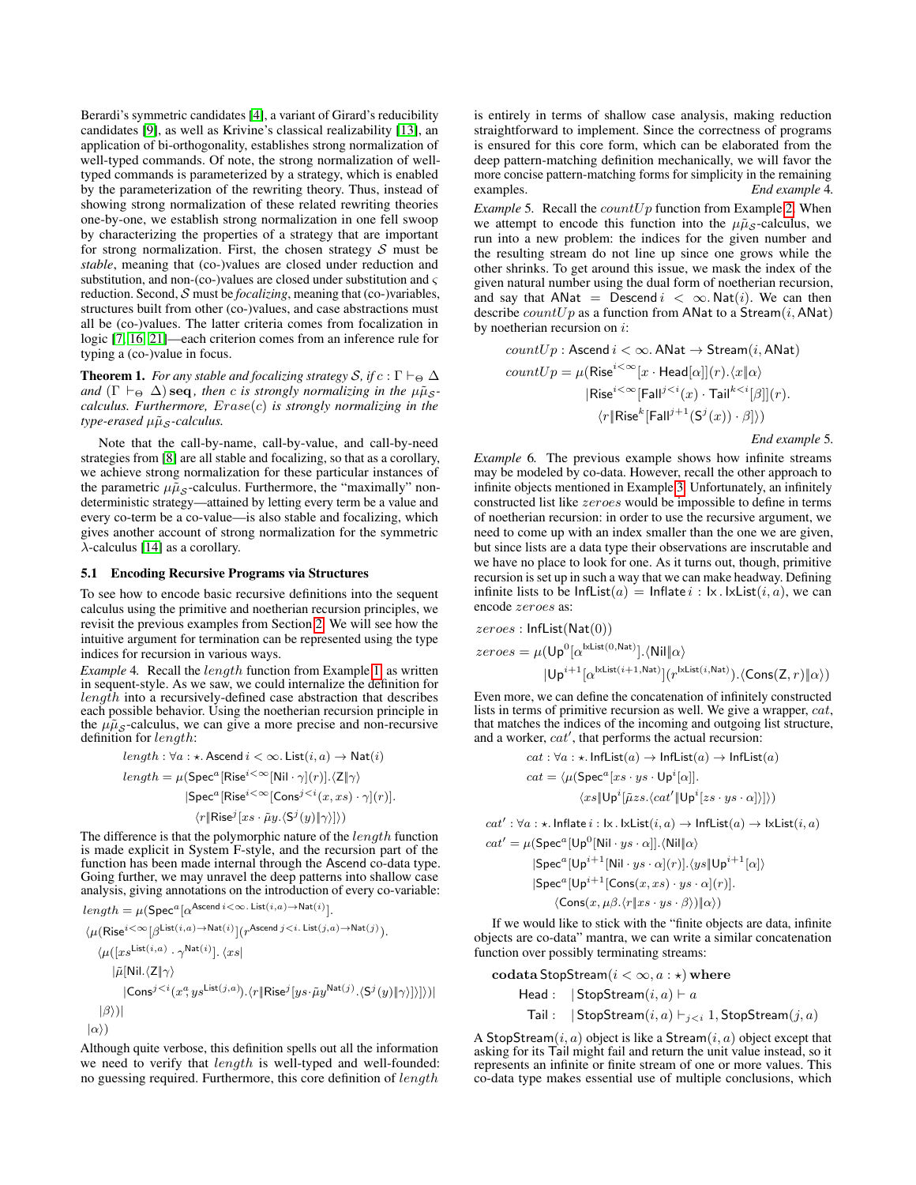Berardi's symmetric candidates [4], a variant of Girard's reducibility candidates [9], as well as Krivine's classical realizability [13], an application of bi-orthogonality, establishes strong normalization of well-typed commands. Of note, the strong normalization of well-typed commands is parameterized by a strategy, which is enabled by the parameterization of the rewriting theory. Thus, instead of showing strong normalization of these related rewriting theories one-by-one, we establish strong normalization in one fell swoop by characterizing the properties of a strategy that are important for strong normalization. First, the chosen strategy $\mathcal{S}$ must be *stable*, meaning that (co-)values are closed under reduction and substitution, and non-(co-)values are closed under substitution and $\varsigma$ reduction. Second, $\mathcal{S}$ must be *focalizing*, meaning that (co-)variables, structures built from other (co-)values, and case abstractions must all be (co-)values. The latter criteria comes from focalization in logic [7, 16, 21]—each criterion comes from an inference rule for typing a (co-)value in focus.

**Theorem 1.** *For any stable and focalizing strategy $\mathcal{S}$, if $c : \Gamma \vdash_\Theta \Delta$ and $(\Gamma \vdash_\Theta \Delta)\,\mathbf{seq}$, then $c$ is strongly normalizing in the $\mu\tilde{\mu}_{\mathcal{S}}$-calculus. Furthermore, $Erase(c)$ is strongly normalizing in the type-erased $\mu\tilde{\mu}_{\mathcal{S}}$-calculus.*

Note that the call-by-name, call-by-value, and call-by-need strategies from [8] are all stable and focalizing, so that as a corollary, we achieve strong normalization for these particular instances of the parametric $\mu\tilde{\mu}_{\mathcal{S}}$-calculus. Furthermore, the "maximally" non-deterministic strategy—attained by letting every term be a value and every co-term be a co-value—is also stable and focalizing, which gives another account of strong normalization for the symmetric $\lambda$-calculus [14] as a corollary.

### 5.1 Encoding Recursive Programs via Structures

To see how to encode basic recursive definitions into the sequent calculus using the primitive and noetherian recursion principles, we revisit the previous examples from Section 2. We will see how the intuitive argument for termination can be represented using the type indices for recursion in various ways.

*Example* 4. Recall the $length$ function from Example 1, as written in sequent-style. As we saw, we could internalize the definition for $length$ into a recursively-defined case abstraction that describes each possible behavior. Using the noetherian recursion principle in the $\mu\tilde{\mu}_{\mathcal{S}}$-calculus, we can give a more precise and non-recursive definition for $length$:

$$length : \forall a:\star.\, \mathsf{Ascend}\, i < \infty.\, \mathsf{List}(i,a) \to \mathsf{Nat}(i)$$
$$\begin{aligned}length = \mu(&\mathsf{Spec}^a[\mathsf{Rise}^{i<\infty}[\mathsf{Nil}\cdot\gamma](r).\langle \mathsf{Z}\|\gamma\rangle\\ |&\mathsf{Spec}^a[\mathsf{Rise}^{i<\infty}[\mathsf{Cons}^{j<i}(x,xs)\cdot\gamma](r)].\\ &\langle r\|\mathsf{Rise}^j[xs\cdot\tilde{\mu}y.\langle\mathsf{S}^j(y)\|\gamma\rangle]\rangle)\end{aligned}$$

The difference is that the polymorphic nature of the $length$ function is made explicit in System F-style, and the recursion part of the function has been made internal through the Ascend co-data type. Going further, we may unravel the deep patterns into shallow case analysis, giving annotations on the introduction of every co-variable:

$$\begin{aligned}
&length = \mu(\mathsf{Spec}^a[\alpha^{\mathsf{Ascend}\,i<\infty.\,\mathsf{List}(i,a)\to\mathsf{Nat}(i)}].\\
&\langle\mu(\mathsf{Rise}^{i<\infty}[\beta^{\mathsf{List}(i,a)\to\mathsf{Nat}(i)}](r^{\mathsf{Ascend}\,j<i.\,\mathsf{List}(j,a)\to\mathsf{Nat}(j)}).\\
&\quad\langle\mu([xs^{\mathsf{List}(i,a)}\cdot\gamma^{\mathsf{Nat}(i)}].\langle xs|\\
&\qquad|\tilde{\mu}[\mathsf{Nil}.\langle\mathsf{Z}\|\gamma\rangle\\
&\qquad\quad|\mathsf{Cons}^{j<i}(x^a_,ys^{\mathsf{List}(j,a)}).\langle r\|\mathsf{Rise}^j[ys\cdot\tilde{\mu}y^{\mathsf{Nat}(j)}.\langle\mathsf{S}^j(y)\|\gamma\rangle]\rangle])|\\
&\quad|\beta\rangle)|\\
&|\alpha\rangle)
\end{aligned}$$

Although quite verbose, this definition spells out all the information we need to verify that $length$ is well-typed and well-founded: no guessing required. Furthermore, this core definition of $length$ is entirely in terms of shallow case analysis, making reduction straightforward to implement. Since the correctness of programs is ensured for this core form, which can be elaborated from the deep pattern-matching definition mechanically, we will favor the more concise pattern-matching forms for simplicity in the remaining examples. *End example* 4.

*Example* 5. Recall the $countUp$ function from Example 2. When we attempt to encode this function into the $\mu\tilde{\mu}_{\mathcal{S}}$-calculus, we run into a new problem: the indices for the given number and the resulting stream do not line up since one grows while the other shrinks. To get around this issue, we mask the index of the given natural number using the dual form of noetherian recursion, and say that $\mathsf{ANat} = \mathsf{Descend}\, i < \infty.\, \mathsf{Nat}(i)$. We can then describe $countUp$ as a function from ANat to a $\mathsf{Stream}(i, \mathsf{ANat})$ by noetherian recursion on $i$:

$$countUp : \mathsf{Ascend}\, i < \infty.\, \mathsf{ANat} \to \mathsf{Stream}(i, \mathsf{ANat})$$
$$\begin{aligned}countUp = \mu(&\mathsf{Rise}^{i<\infty}[x\cdot\mathsf{Head}[\alpha]](r).\langle x\|\alpha\rangle\\ |&\mathsf{Rise}^{i<\infty}[\mathsf{Fall}^{j<i}(x)\cdot\mathsf{Tail}^{k<i}[\beta]](r).\\ &\langle r\|\mathsf{Rise}^k[\mathsf{Fall}^{j+1}(\mathsf{S}^j(x))\cdot\beta]\rangle)\end{aligned}$$

*End example* 5.

*Example* 6. The previous example shows how infinite streams may be modeled by co-data. However, recall the other approach to infinite objects mentioned in Example 3. Unfortunately, an infinitely constructed list like $zeroes$ would be impossible to define in terms of noetherian recursion: in order to use the recursive argument, we need to come up with an index smaller than the one we are given, but since lists are a data type their observations are inscrutable and we have no place to look for one. As it turns out, though, primitive recursion is set up in such a way that we can make headway. Defining infinite lists to be $\mathsf{InfList}(a) = \mathsf{Inflate}\, i : \mathsf{Ix}.\, \mathsf{IxList}(i,a)$, we can encode $zeroes$ as:

$$zeroes : \mathsf{InfList}(\mathsf{Nat}(0))$$
$$\begin{aligned}zeroes = \mu(&\mathsf{Up}^0[\alpha^{\mathsf{IxList}(0,\mathsf{Nat})}].\langle\mathsf{Nil}\|\alpha\rangle\\ |&\mathsf{Up}^{i+1}[\alpha^{\mathsf{IxList}(i+1,\mathsf{Nat})}](r^{\mathsf{IxList}(i,\mathsf{Nat})}).\langle\mathsf{Cons}(\mathsf{Z},r)\|\alpha\rangle)\end{aligned}$$

Even more, we can define the concatenation of infinitely constructed lists in terms of primitive recursion as well. We give a wrapper, $cat$, that matches the indices of the incoming and outgoing list structure, and a worker, $cat'$, that performs the actual recursion:

$$cat : \forall a:\star.\,\mathsf{InfList}(a)\to\mathsf{InfList}(a)$$
$$\begin{aligned}cat = \langle\mu(&\mathsf{Spec}^a[xs\cdot ys\cdot\mathsf{Up}^i[\alpha]].\\ &\langle xs\|\mathsf{Up}^i[\tilde{\mu}zs.\langle cat'\|\mathsf{Up}^i[zs\cdot ys\cdot\alpha]]\rangle)\end{aligned}$$

$$cat' : \forall a:\star.\,\mathsf{Inflate}\, i : \mathsf{Ix}.\,\mathsf{IxList}(i,a)\to\mathsf{InfList}(a)\to\mathsf{IxList}(i,a)$$
$$\begin{aligned}cat' = \mu(&\mathsf{Spec}^a[\mathsf{Up}^0[\mathsf{Nil}\cdot ys\cdot\alpha]].\langle\mathsf{Nil}\|\alpha\rangle\\ |&\mathsf{Spec}^a[\mathsf{Up}^{i+1}[\mathsf{Nil}\cdot ys\cdot\alpha](r)].\langle ys\|\mathsf{Up}^{i+1}[\alpha]\rangle\\ |&\mathsf{Spec}^a[\mathsf{Up}^{i+1}[\mathsf{Cons}(x,xs)\cdot ys\cdot\alpha](r)].\\ &\langle\mathsf{Cons}(x,\mu\beta.\langle r\|xs\cdot ys\cdot\beta\rangle)\|\alpha\rangle)\end{aligned}$$

If we would like to stick with the "finite objects are data, infinite objects are co-data" mantra, we can write a similar concatenation function over possibly terminating streams:

$$\begin{aligned}&\mathbf{codata}\,\mathsf{StopStream}(i<\infty, a:\star)\,\mathbf{where}\\ &\quad\mathsf{Head} : \ \ |\,\mathsf{StopStream}(i,a)\vdash a\\ &\quad\mathsf{Tail} : \ \ |\,\mathsf{StopStream}(i,a)\vdash_{j<i} 1, \mathsf{StopStream}(j,a)\end{aligned}$$

A $\mathsf{StopStream}(i,a)$ object is like a $\mathsf{Stream}(i,a)$ object except that asking for its Tail might fail and return the unit value instead, so it represents an infinite or finite stream of one or more values. This co-data type makes essential use of multiple conclusions, which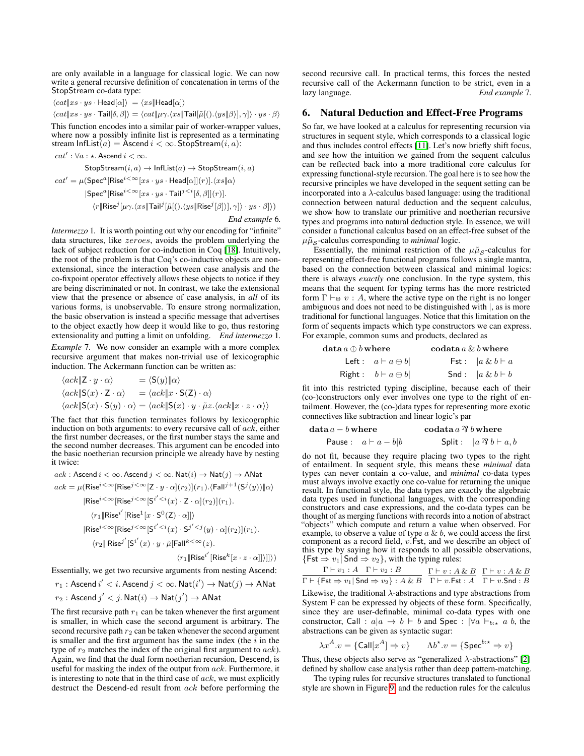are only available in a language for classical logic. We can now write a general recursive definition of concatenation in terms of the StopStream co-data type:

$$\langle cat \| xs \cdot ys \cdot \mathsf{Head}[\alpha]\rangle = \langle xs \| \mathsf{Head}[\alpha]\rangle$$

$$\langle cat \| xs \cdot ys \cdot \mathsf{Tail}[\delta, \beta]\rangle = \langle cat \| \mu\gamma.\langle xs \| \mathsf{Tail}[\tilde{\mu}[().\langle ys \| \beta\rangle], \gamma]\rangle \cdot ys \cdot \beta\rangle$$

This function encodes into a similar pair of worker-wrapper values, where now a possibly infinite list is represented as a terminating stream $\mathsf{InfList}(a) = \mathsf{Ascend}\ i < \infty.\ \mathsf{StopStream}(i, a)$:

$$cat' : \forall a : \star.\ \mathsf{Ascend}\ i < \infty.$$
$$\mathsf{StopStream}(i, a) \to \mathsf{InfList}(a) \to \mathsf{StopStream}(i, a)$$
$$cat' = \mu(\mathsf{Spec}^a[\mathsf{Rise}^{i<\infty}[xs \cdot ys \cdot \mathsf{Head}[\alpha]](r)].\langle xs \| \alpha\rangle$$
$$|\mathsf{Spec}^a[\mathsf{Rise}^{i<\infty}[xs \cdot ys \cdot \mathsf{Tail}^{j<i}[\delta, \beta]](r)].$$
$$\langle r \| \mathsf{Rise}^j[\mu\gamma.\langle xs \| \mathsf{Tail}^j[\tilde{\mu}[().\langle ys \| \mathsf{Rise}^j[\beta]\rangle], \gamma]\rangle \cdot ys \cdot \beta]\rangle)$$

*End example 6.*

*Intermezzo 1.* It is worth pointing out why our encoding for "infinite" data structures, like $zeroes$, avoids the problem underlying the lack of subject reduction for co-induction in Coq [18]. Intuitively, the root of the problem is that Coq's co-inductive objects are non-extensional, since the interaction between case analysis and the co-fixpoint operator effectively allows these objects to notice if they are being discriminated or not. In contrast, we take the extensional view that the presence or absence of case analysis, in *all* of its various forms, is unobservable. To ensure strong normalization, the basic observation is instead a specific message that advertises to the object exactly how deep it would like to go, thus restoring extensionality and putting a limit on unfolding. *End intermezzo 1.*

*Example 7.* We now consider an example with a more complex recursive argument that makes non-trivial use of lexicographic induction. The Ackermann function can be written as:

$$\langle ack \| \mathsf{Z} \cdot y \cdot \alpha\rangle = \langle \mathsf{S}(y) \| \alpha\rangle$$
$$\langle ack \| \mathsf{S}(x) \cdot \mathsf{Z} \cdot \alpha\rangle = \langle ack \| x \cdot \mathsf{S}(\mathsf{Z}) \cdot \alpha\rangle$$
$$\langle ack \| \mathsf{S}(x) \cdot \mathsf{S}(y) \cdot \alpha\rangle = \langle ack \| \mathsf{S}(x) \cdot y \cdot \tilde{\mu}z.\langle ack \| x \cdot z \cdot \alpha\rangle\rangle$$

The fact that this function terminates follows by lexicographic induction on both arguments: to every recursive call of $ack$, either the first number decreases, or the first number stays the same and the second number decreases. This argument can be encoded into the basic noetherian recursion principle we already have by nesting it twice:

$$ack : \mathsf{Ascend}\ i < \infty.\ \mathsf{Ascend}\ j < \infty.\ \mathsf{Nat}(i) \to \mathsf{Nat}(j) \to \mathsf{ANat}$$
$$ack = \mu(\mathsf{Rise}^{i<\infty}[\mathsf{Rise}^{j<\infty}[\mathsf{Z} \cdot y \cdot \alpha](r_2)](r_1).\langle \mathsf{Fall}^{j+1}(\mathsf{S}^j(y)) \| \alpha\rangle$$
$$|\mathsf{Rise}^{i<\infty}[\mathsf{Rise}^{j<\infty}[\mathsf{S}^{i'<i}(x) \cdot \mathsf{Z} \cdot \alpha](r_2)](r_1).$$
$$\langle r_1 \| \mathsf{Rise}^{i'}[\mathsf{Rise}^1[x \cdot \mathsf{S}^0(\mathsf{Z}) \cdot \alpha]]\rangle$$
$$|\mathsf{Rise}^{i<\infty}[\mathsf{Rise}^{j<\infty}[\mathsf{S}^{i'<i}(x) \cdot \mathsf{S}^{j'<j}(y) \cdot \alpha](r_2)](r_1).$$
$$\langle r_2 \| \mathsf{Rise}^{j'}[\mathsf{S}^{i'}(x) \cdot y \cdot \tilde{\mu}[\mathsf{Fall}^{k<\infty}(z).$$
$$\langle r_1 \| \mathsf{Rise}^{i'}[\mathsf{Rise}^k[x \cdot z \cdot \alpha]]\rangle]]\rangle)$$

Essentially, we get two recursive arguments from nesting Ascend:

$$r_1 : \mathsf{Ascend}\ i' < i.\ \mathsf{Ascend}\ j < \infty.\ \mathsf{Nat}(i') \to \mathsf{Nat}(j) \to \mathsf{ANat}$$
$$r_2 : \mathsf{Ascend}\ j' < j.\ \mathsf{Nat}(i) \to \mathsf{Nat}(j') \to \mathsf{ANat}$$

The first recursive path $r_1$ can be taken whenever the first argument is smaller, in which case the second argument is arbitrary. The second recursive path $r_2$ can be taken whenever the second argument is smaller and the first argument has the same index (the $i$ in the type of $r_2$ matches the index of the original first argument to $ack$). Again, we find that the dual form noetherian recursion, Descend, is useful for masking the index of the output from $ack$. Furthermore, it is interesting to note that in the third case of $ack$, we must explicitly destruct the Descend-ed result from $ack$ before performing the second recursive call. In practical terms, this forces the nested recursive call of the Ackermann function to be strict, even in a lazy language. *End example 7.*

## 6. Natural Deduction and Effect-Free Programs

So far, we have looked at a calculus for representing recursion via structures in sequent style, which corresponds to a classical logic and thus includes control effects [11]. Let's now briefly shift focus, and see how the intuition we gained from the sequent calculus can be reflected back into a more traditional core calculus for expressing functional-style recursion. The goal here is to see how the recursive principles we have developed in the sequent setting can be incorporated into a $\lambda$-calculus based language: using the traditional connection between natural deduction and the sequent calculus, we show how to translate our primitive and noetherian recursive types and programs into natural deduction style. In essence, we will consider a functional calculus based on an effect-free subset of the $\mu\tilde{\mu}_{\mathcal{S}}$-calculus corresponding to *minimal* logic.

Essentially, the minimal restriction of the $\mu\tilde{\mu}_{\mathcal{S}}$-calculus for representing effect-free functional programs follows a single mantra, based on the connection between classical and minimal logics: there is always *exactly* one conclusion. In the type system, this means that the sequent for typing terms has the more restricted form $\Gamma \vdash_{\Theta} v : A$, where the active type on the right is no longer ambiguous and does not need to be distinguished with $|$, as is more traditional for functional languages. Notice that this limitation on the form of sequents impacts which type constructors we can express. For example, common sums and products, declared as

$$\begin{array}{ll}
\mathbf{data}\ a \oplus b\ \mathbf{where} & \mathbf{codata}\ a \,\&\, b\ \mathbf{where} \\
\quad \mathsf{Left} : \ a \vdash a \oplus b| & \quad \mathsf{Fst} : \ |a \,\&\, b \vdash a \\
\quad \mathsf{Right} : \ b \vdash a \oplus b| & \quad \mathsf{Snd} : \ |a \,\&\, b \vdash b
\end{array}$$

fit into this restricted typing discipline, because each of their (co-)constructors only ever involves one type to the right of entailment. However, the (co-)data types for representing more exotic connectives like subtraction and linear logic's par

$$\begin{array}{ll}
\mathbf{data}\ a - b\ \mathbf{where} & \mathbf{codata}\ a \parr b\ \mathbf{where} \\
\quad \mathsf{Pause} : \ a \vdash a - b|b & \quad \mathsf{Split} : \ |a \parr b \vdash a, b
\end{array}$$

do not fit, because they require placing two types to the right of entailment. In sequent style, this means these *minimal* data types can never contain a co-value, and *minimal* co-data types must always involve exactly one co-value for returning the unique result. In functional style, the data types are exactly the algebraic data types used in functional languages, with the corresponding constructors and case expressions, and the co-data types can be thought of as merging functions with records into a notion of abstract "objects" which compute and return a value when observed. For example, to observe a value of type $a \,\&\, b$, we could access the first component as a record field, $v.\mathsf{Fst}$, and we describe an object of this type by saying how it responds to all possible observations, $\{\mathsf{Fst} \Rightarrow v_1 | \mathsf{Snd} \Rightarrow v_2\}$, with the typing rules:

$$\frac{\Gamma \vdash v_1 : A \quad \Gamma \vdash v_2 : B}{\Gamma \vdash \{\mathsf{Fst} \Rightarrow v_1 | \mathsf{Snd} \Rightarrow v_2\} : A \,\&\, B} \quad \frac{\Gamma \vdash v : A \,\&\, B}{\Gamma \vdash v.\mathsf{Fst} : A} \quad \frac{\Gamma \vdash v : A \,\&\, B}{\Gamma \vdash v.\mathsf{Snd} : B}$$

Likewise, the traditional $\lambda$-abstractions and type abstractions from System F can be expressed by objects of these form. Specifically, since they are user-definable, minimal co-data types with one constructor, $\mathsf{Call} : a|a \to b \vdash b$ and $\mathsf{Spec} : |\forall a \vdash_{b:\star} a\ b$, the abstractions can be given as syntactic sugar:

$$\lambda x^A.v = \{\mathsf{Call}[x^A] \Rightarrow v\} \qquad \Lambda b^\star.v = \{\mathsf{Spec}^{b:\star} \Rightarrow v\}$$

Thus, these objects also serve as "generalized $\lambda$-abstractions" [2] defined by shallow case analysis rather than deep pattern-matching.

The typing rules for recursive structures translated to functional style are shown in Figure 9, and the reduction rules for the calculus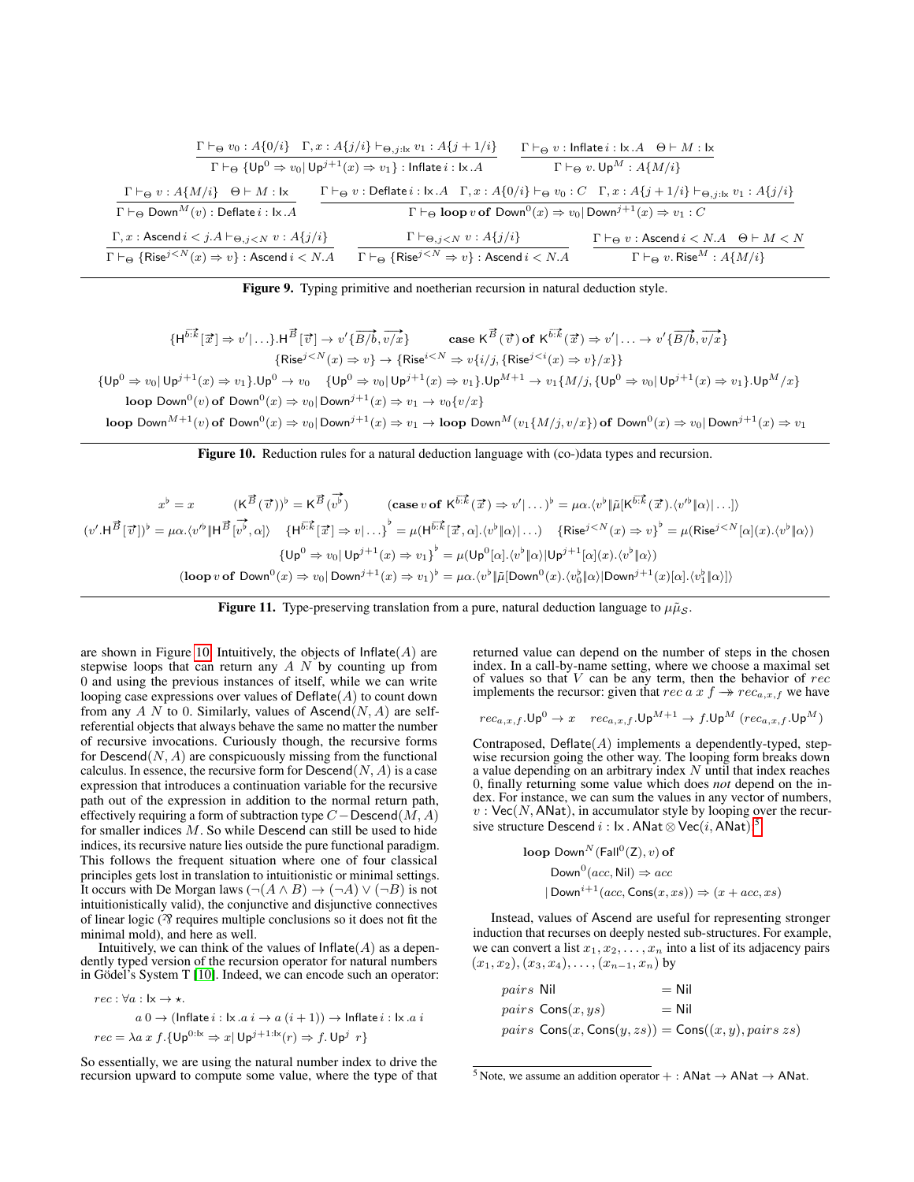$$\frac{\Gamma \vdash_\Theta v_0 : A\{0/i\} \quad \Gamma, x : A\{j/i\} \vdash_{\Theta, j:\mathsf{Ix}} v_1 : A\{j+1/i\}}{\Gamma \vdash_\Theta \{\mathsf{Up}^0 \Rightarrow v_0 | \mathsf{Up}^{j+1}(x) \Rightarrow v_1\} : \mathsf{Inflate}\, i : \mathsf{Ix}.A} \qquad \frac{\Gamma \vdash_\Theta v : \mathsf{Inflate}\, i : \mathsf{Ix}.A \quad \Theta \vdash M : \mathsf{Ix}}{\Gamma \vdash_\Theta v.\mathsf{Up}^M : A\{M/i\}}$$

$$\frac{\Gamma \vdash_\Theta v : A\{M/i\} \quad \Theta \vdash M : \mathsf{Ix}}{\Gamma \vdash_\Theta \mathsf{Down}^M(v) : \mathsf{Deflate}\, i : \mathsf{Ix}.A} \qquad \frac{\Gamma \vdash_\Theta v : \mathsf{Deflate}\, i : \mathsf{Ix}.A \quad \Gamma, x : A\{0/i\} \vdash_\Theta v_0 : C \quad \Gamma, x : A\{j+1/i\} \vdash_{\Theta, j:\mathsf{Ix}} v_1 : A\{j/i\}}{\Gamma \vdash_\Theta \mathbf{loop}\, v\, \mathbf{of}\, \mathsf{Down}^0(x) \Rightarrow v_0 | \mathsf{Down}^{j+1}(x) \Rightarrow v_1 : C}$$

$$\frac{\Gamma, x : \mathsf{Ascend}\, i < j.A \vdash_{\Theta, j<N} v : A\{j/i\}}{\Gamma \vdash_\Theta \{\mathsf{Rise}^{j<N}(x) \Rightarrow v\} : \mathsf{Ascend}\, i < N.A} \qquad \frac{\Gamma \vdash_{\Theta, j<N} v : A\{j/i\}}{\Gamma \vdash_\Theta \{\mathsf{Rise}^{j<N} \Rightarrow v\} : \mathsf{Ascend}\, i < N.A} \qquad \frac{\Gamma \vdash_\Theta v : \mathsf{Ascend}\, i < N.A \quad \Theta \vdash M < N}{\Gamma \vdash_\Theta v.\mathsf{Rise}^M : A\{M/i\}}$$

**Figure 9.** Typing primitive and noetherian recursion in natural deduction style.

$$\{\mathsf{H}^{\overrightarrow{b:k}}[\vec{x}] \Rightarrow v' | \ldots\}.\mathsf{H}^{\vec{B}}[\vec{v}] \to v'\{\overrightarrow{B/b}, \overrightarrow{v/x}\} \qquad \mathbf{case}\ \mathsf{K}^{\vec{B}}(\vec{v})\ \mathbf{of}\ \mathsf{K}^{\overrightarrow{b:k}}(\vec{x}) \Rightarrow v' | \ldots \to v'\{\overrightarrow{B/b}, \overrightarrow{v/x}\}$$

$$\{\mathsf{Rise}^{j<N}(x) \Rightarrow v\} \to \{\mathsf{Rise}^{i<N} \Rightarrow v\{i/j, \{\mathsf{Rise}^{j<i}(x) \Rightarrow v\}/x\}\}$$

$$\{\mathsf{Up}^0 \Rightarrow v_0 | \mathsf{Up}^{j+1}(x) \Rightarrow v_1\}.\mathsf{Up}^0 \to v_0 \quad \{\mathsf{Up}^0 \Rightarrow v_0 | \mathsf{Up}^{j+1}(x) \Rightarrow v_1\}.\mathsf{Up}^{M+1} \to v_1\{M/j, \{\mathsf{Up}^0 \Rightarrow v_0 | \mathsf{Up}^{j+1}(x) \Rightarrow v_1\}.\mathsf{Up}^M/x\}$$

$$\mathbf{loop}\ \mathsf{Down}^0(v)\ \mathbf{of}\ \mathsf{Down}^0(x) \Rightarrow v_0 | \mathsf{Down}^{j+1}(x) \Rightarrow v_1 \to v_0\{v/x\}$$

$$\mathbf{loop}\ \mathsf{Down}^{M+1}(v)\ \mathbf{of}\ \mathsf{Down}^0(x) \Rightarrow v_0 | \mathsf{Down}^{j+1}(x) \Rightarrow v_1 \to \mathbf{loop}\ \mathsf{Down}^M(v_1\{M/j, v/x\})\ \mathbf{of}\ \mathsf{Down}^0(x) \Rightarrow v_0 | \mathsf{Down}^{j+1}(x) \Rightarrow v_1$$

**Figure 10.** Reduction rules for a natural deduction language with (co-)data types and recursion.

$$x^\flat = x \qquad (\mathsf{K}^{\vec{B}}(\vec{v}))^\flat = \mathsf{K}^{\vec{B}}(\overrightarrow{v^\flat}) \qquad (\mathbf{case}\, v\, \mathbf{of}\ \mathsf{K}^{\overrightarrow{b:k}}(\vec{x}) \Rightarrow v' | \ldots)^\flat = \mu\alpha.\langle v^\flat \| \tilde{\mu}[\mathsf{K}^{\overrightarrow{b:k}}(\vec{x}).\langle v'^\flat \| \alpha\rangle | \ldots]\rangle$$

$$(v'.\mathsf{H}^{\vec{B}}[\vec{v}])^\flat = \mu\alpha.\langle v'^\flat \| \mathsf{H}^{\vec{B}}[\overrightarrow{v^\flat}, \alpha]\rangle \quad \{\mathsf{H}^{\overrightarrow{b:k}}[\vec{x}] \Rightarrow v | \ldots\}^\flat = \mu(\mathsf{H}^{\overrightarrow{b:k}}[\vec{x}, \alpha].\langle v^\flat \| \alpha\rangle | \ldots) \quad \{\mathsf{Rise}^{j<N}(x) \Rightarrow v\}^\flat = \mu(\mathsf{Rise}^{j<N}[\alpha](x).\langle v^\flat \| \alpha\rangle)$$

$$\{\mathsf{Up}^0 \Rightarrow v_0 | \mathsf{Up}^{j+1}(x) \Rightarrow v_1\}^\flat = \mu(\mathsf{Up}^0[\alpha].\langle v^\flat \| \alpha\rangle | \mathsf{Up}^{j+1}[\alpha](x).\langle v^\flat \| \alpha\rangle)$$

$$(\mathbf{loop}\, v\, \mathbf{of}\ \mathsf{Down}^0(x) \Rightarrow v_0 | \mathsf{Down}^{j+1}(x) \Rightarrow v_1)^\flat = \mu\alpha.\langle v^\flat \| \tilde{\mu}[\mathsf{Down}^0(x).\langle v_0^\flat \| \alpha\rangle | \mathsf{Down}^{j+1}(x)[\alpha].\langle v_1^\flat \| \alpha\rangle]\rangle$$

**Figure 11.** Type-preserving translation from a pure, natural deduction language to $\mu\tilde{\mu}_{\mathcal{S}}$.

are shown in Figure 10. Intuitively, the objects of $\mathsf{Inflate}(A)$ are stepwise loops that can return any $A\ N$ by counting up from 0 and using the previous instances of itself, while we can write looping case expressions over values of $\mathsf{Deflate}(A)$ to count down from any $A\ N$ to 0. Similarly, values of $\mathsf{Ascend}(N, A)$ are self-referential objects that always behave the same no matter the number of recursive invocations. Curiously though, the recursive forms for $\mathsf{Descend}(N, A)$ are conspicuously missing from the functional calculus. In essence, the recursive form for $\mathsf{Descend}(N, A)$ is a case expression that introduces a continuation variable for the recursive path out of the expression in addition to the normal return path, effectively requiring a form of subtraction type $C - \mathsf{Descend}(M, A)$ for smaller indices $M$. So while Descend can still be used to hide indices, its recursive nature lies outside the pure functional paradigm. This follows the frequent situation where one of four classical principles gets lost in translation to intuitionistic or minimal settings. It occurs with De Morgan laws ($\neg(A \wedge B) \to (\neg A) \vee (\neg B)$ is not intuitionistically valid), the conjunctive and disjunctive connectives of linear logic ($\parr$ requires multiple conclusions so it does not fit the minimal mold), and here as well.

Intuitively, we can think of the values of $\mathsf{Inflate}(A)$ as a dependently typed version of the recursion operator for natural numbers in Gödel's System T [10]. Indeed, we can encode such an operator:

$$rec : \forall a : \mathsf{Ix} \to \star.$$
$$a\ 0 \to (\mathsf{Inflate}\, i : \mathsf{Ix}.a\ i \to a\ (i+1)) \to \mathsf{Inflate}\, i : \mathsf{Ix}.a\ i$$
$$rec = \lambda a\ x\ f.\{\mathsf{Up}^{0:\mathsf{Ix}} \Rightarrow x | \mathsf{Up}^{j+1:\mathsf{Ix}}(r) \Rightarrow f.\mathsf{Up}^j\ r\}$$

So essentially, we are using the natural number index to drive the recursion upward to compute some value, where the type of that returned value can depend on the number of steps in the chosen index. In a call-by-name setting, where we choose a maximal set of values so that $V$ can be any term, then the behavior of $rec$ implements the recursor: given that $rec\ a\ x\ f \twoheadrightarrow rec_{a,x,f}$ we have

$$rec_{a,x,f}.\mathsf{Up}^0 \to x \qquad rec_{a,x,f}.\mathsf{Up}^{M+1} \to f.\mathsf{Up}^M\ (rec_{a,x,f}.\mathsf{Up}^M)$$

Contraposed, $\mathsf{Deflate}(A)$ implements a dependently-typed, stepwise recursion going the other way. The looping form breaks down a value depending on an arbitrary index $N$ until that index reaches 0, finally returning some value which does *not* depend on the index. For instance, we can sum the values in any vector of numbers, $v : \mathsf{Vec}(N, \mathsf{ANat})$, in accumulator style by looping over the recursive structure $\mathsf{Descend}\ i : \mathsf{Ix}.\mathsf{ANat} \otimes \mathsf{Vec}(i, \mathsf{ANat})$:[5]

$$\begin{aligned}
&\mathbf{loop}\ \mathsf{Down}^N(\mathsf{Fall}^0(\mathsf{Z}), v)\ \mathbf{of} \\
&\quad \mathsf{Down}^0(acc, \mathsf{Nil}) \Rightarrow acc \\
&\quad | \mathsf{Down}^{i+1}(acc, \mathsf{Cons}(x, xs)) \Rightarrow (x + acc, xs)
\end{aligned}$$

Instead, values of Ascend are useful for representing stronger induction that recurses on deeply nested sub-structures. For example, we can convert a list $x_1, x_2, \ldots, x_n$ into a list of its adjacency pairs $(x_1, x_2), (x_3, x_4), \ldots, (x_{n-1}, x_n)$ by

$$\begin{aligned}
&pairs\ \mathsf{Nil} &&= \mathsf{Nil} \\
&pairs\ \mathsf{Cons}(x, ys) &&= \mathsf{Nil} \\
&pairs\ \mathsf{Cons}(x, \mathsf{Cons}(y, zs)) &&= \mathsf{Cons}((x, y), pairs\ zs)
\end{aligned}$$

[5] Note, we assume an addition operator $+ : \mathsf{ANat} \to \mathsf{ANat} \to \mathsf{ANat}$.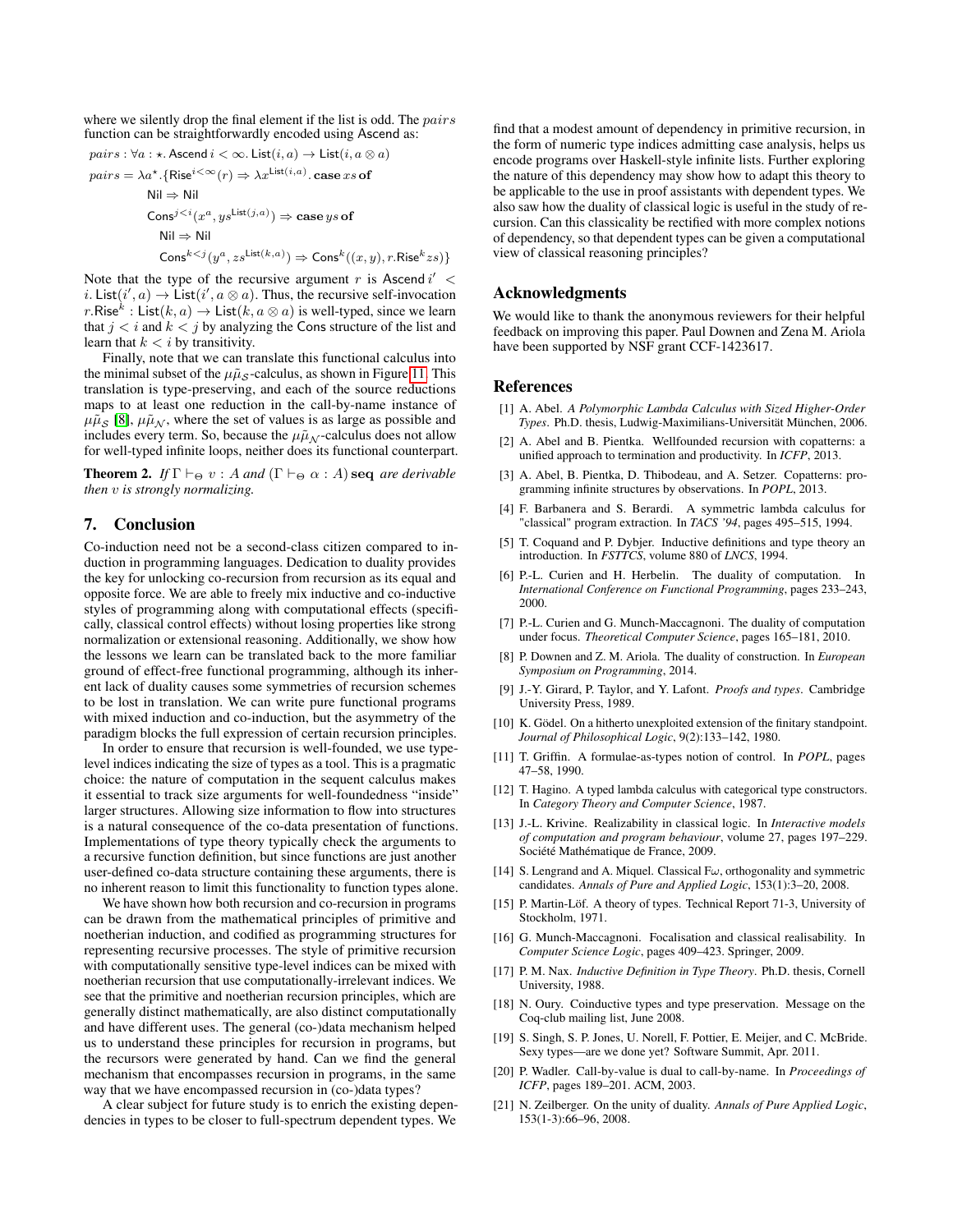where we silently drop the final element if the list is odd. The $pairs$ function can be straightforwardly encoded using Ascend as:

$$
\begin{aligned}
&pairs : \forall a : \star.\, \mathsf{Ascend}\, i < \infty.\, \mathsf{List}(i, a) \to \mathsf{List}(i, a \otimes a) \\
&pairs = \lambda a^{\star}.\{\mathsf{Rise}^{i<\infty}(r) \Rightarrow \lambda x^{\mathsf{List}(i,a)}.\, \mathbf{case}\, xs\, \mathbf{of} \\
&\qquad \mathsf{Nil} \Rightarrow \mathsf{Nil} \\
&\qquad \mathsf{Cons}^{j<i}(x^a, ys^{\mathsf{List}(j,a)}) \Rightarrow \mathbf{case}\, ys\, \mathbf{of} \\
&\qquad\quad \mathsf{Nil} \Rightarrow \mathsf{Nil} \\
&\qquad\quad \mathsf{Cons}^{k<j}(y^a, zs^{\mathsf{List}(k,a)}) \Rightarrow \mathsf{Cons}^k((x, y), r.\mathsf{Rise}^k zs)\}
\end{aligned}
$$

Note that the type of the recursive argument $r$ is $\mathsf{Ascend}\, i' < i.\, \mathsf{List}(i', a) \to \mathsf{List}(i', a \otimes a)$. Thus, the recursive self-invocation $r.\mathsf{Rise}^k : \mathsf{List}(k, a) \to \mathsf{List}(k, a \otimes a)$ is well-typed, since we learn that $j < i$ and $k < j$ by analyzing the Cons structure of the list and learn that $k < i$ by transitivity.

Finally, note that we can translate this functional calculus into the minimal subset of the $\mu\tilde{\mu}_{\mathcal{S}}$-calculus, as shown in Figure 11. This translation is type-preserving, and each of the source reductions maps to at least one reduction in the call-by-name instance of $\mu\tilde{\mu}_{\mathcal{S}}$ [8], $\mu\tilde{\mu}_{\mathcal{N}}$, where the set of values is as large as possible and includes every term. So, because the $\mu\tilde{\mu}_{\mathcal{N}}$-calculus does not allow for well-typed infinite loops, neither does its functional counterpart.

**Theorem 2.** *If $\Gamma \vdash_\Theta v : A$ and $(\Gamma \vdash_\Theta \alpha : A)\,\mathbf{seq}$ are derivable then $v$ is strongly normalizing.*

## 7. Conclusion

Co-induction need not be a second-class citizen compared to induction in programming languages. Dedication to duality provides the key for unlocking co-recursion from recursion as its equal and opposite force. We are able to freely mix inductive and co-inductive styles of programming along with computational effects (specifically, classical control effects) without losing properties like strong normalization or extensional reasoning. Additionally, we show how the lessons we learn can be translated back to the more familiar ground of effect-free functional programming, although its inherent lack of duality causes some symmetries of recursion schemes to be lost in translation. We can write pure functional programs with mixed induction and co-induction, but the asymmetry of the paradigm blocks the full expression of certain recursion principles.

In order to ensure that recursion is well-founded, we use type-level indices indicating the size of types as a tool. This is a pragmatic choice: the nature of computation in the sequent calculus makes it essential to track size arguments for well-foundedness "inside" larger structures. Allowing size information to flow into structures is a natural consequence of the co-data presentation of functions. Implementations of type theory typically check the arguments to a recursive function definition, but since functions are just another user-defined co-data structure containing these arguments, there is no inherent reason to limit this functionality to function types alone.

We have shown how both recursion and co-recursion in programs can be drawn from the mathematical principles of primitive and noetherian induction, and codified as programming structures for representing recursive processes. The style of primitive recursion with computationally sensitive type-level indices can be mixed with noetherian recursion that use computationally-irrelevant indices. We see that the primitive and noetherian recursion principles, which are generally distinct mathematically, are also distinct computationally and have different uses. The general (co-)data mechanism helped us to understand these principles for recursion in programs, but the recursors were generated by hand. Can we find the general mechanism that encompasses recursion in programs, in the same way that we have encompassed recursion in (co-)data types?

A clear subject for future study is to enrich the existing dependencies in types to be closer to full-spectrum dependent types. We find that a modest amount of dependency in primitive recursion, in the form of numeric type indices admitting case analysis, helps us encode programs over Haskell-style infinite lists. Further exploring the nature of this dependency may show how to adapt this theory to be applicable to the use in proof assistants with dependent types. We also saw how the duality of classical logic is useful in the study of recursion. Can this classicality be rectified with more complex notions of dependency, so that dependent types can be given a computational view of classical reasoning principles?

## Acknowledgments

We would like to thank the anonymous reviewers for their helpful feedback on improving this paper. Paul Downen and Zena M. Ariola have been supported by NSF grant CCF-1423617.

## References

[1] A. Abel. *A Polymorphic Lambda Calculus with Sized Higher-Order Types*. Ph.D. thesis, Ludwig-Maximilians-Universität München, 2006.

[2] A. Abel and B. Pientka. Wellfounded recursion with copatterns: a unified approach to termination and productivity. In *ICFP*, 2013.

[3] A. Abel, B. Pientka, D. Thibodeau, and A. Setzer. Copatterns: programming infinite structures by observations. In *POPL*, 2013.

[4] F. Barbanera and S. Berardi. A symmetric lambda calculus for "classical" program extraction. In *TACS '94*, pages 495–515, 1994.

[5] T. Coquand and P. Dybjer. Inductive definitions and type theory an introduction. In *FSTTCS*, volume 880 of *LNCS*, 1994.

[6] P.-L. Curien and H. Herbelin. The duality of computation. In *International Conference on Functional Programming*, pages 233–243, 2000.

[7] P.-L. Curien and G. Munch-Maccagnoni. The duality of computation under focus. *Theoretical Computer Science*, pages 165–181, 2010.

[8] P. Downen and Z. M. Ariola. The duality of construction. In *European Symposium on Programming*, 2014.

[9] J.-Y. Girard, P. Taylor, and Y. Lafont. *Proofs and types*. Cambridge University Press, 1989.

[10] K. Gödel. On a hitherto unexploited extension of the finitary standpoint. *Journal of Philosophical Logic*, 9(2):133–142, 1980.

[11] T. Griffin. A formulae-as-types notion of control. In *POPL*, pages 47–58, 1990.

[12] T. Hagino. A typed lambda calculus with categorical type constructors. In *Category Theory and Computer Science*, 1987.

[13] J.-L. Krivine. Realizability in classical logic. In *Interactive models of computation and program behaviour*, volume 27, pages 197–229. Société Mathématique de France, 2009.

[14] S. Lengrand and A. Miquel. Classical F$\omega$, orthogonality and symmetric candidates. *Annals of Pure and Applied Logic*, 153(1):3–20, 2008.

[15] P. Martin-Löf. A theory of types. Technical Report 71-3, University of Stockholm, 1971.

[16] G. Munch-Maccagnoni. Focalisation and classical realisability. In *Computer Science Logic*, pages 409–423. Springer, 2009.

[17] P. M. Nax. *Inductive Definition in Type Theory*. Ph.D. thesis, Cornell University, 1988.

[18] N. Oury. Coinductive types and type preservation. Message on the Coq-club mailing list, June 2008.

[19] S. Singh, S. P. Jones, U. Norell, F. Pottier, E. Meijer, and C. McBride. Sexy types—are we done yet? Software Summit, Apr. 2011.

[20] P. Wadler. Call-by-value is dual to call-by-name. In *Proceedings of ICFP*, pages 189–201. ACM, 2003.

[21] N. Zeilberger. On the unity of duality. *Annals of Pure Applied Logic*, 153(1-3):66–96, 2008.